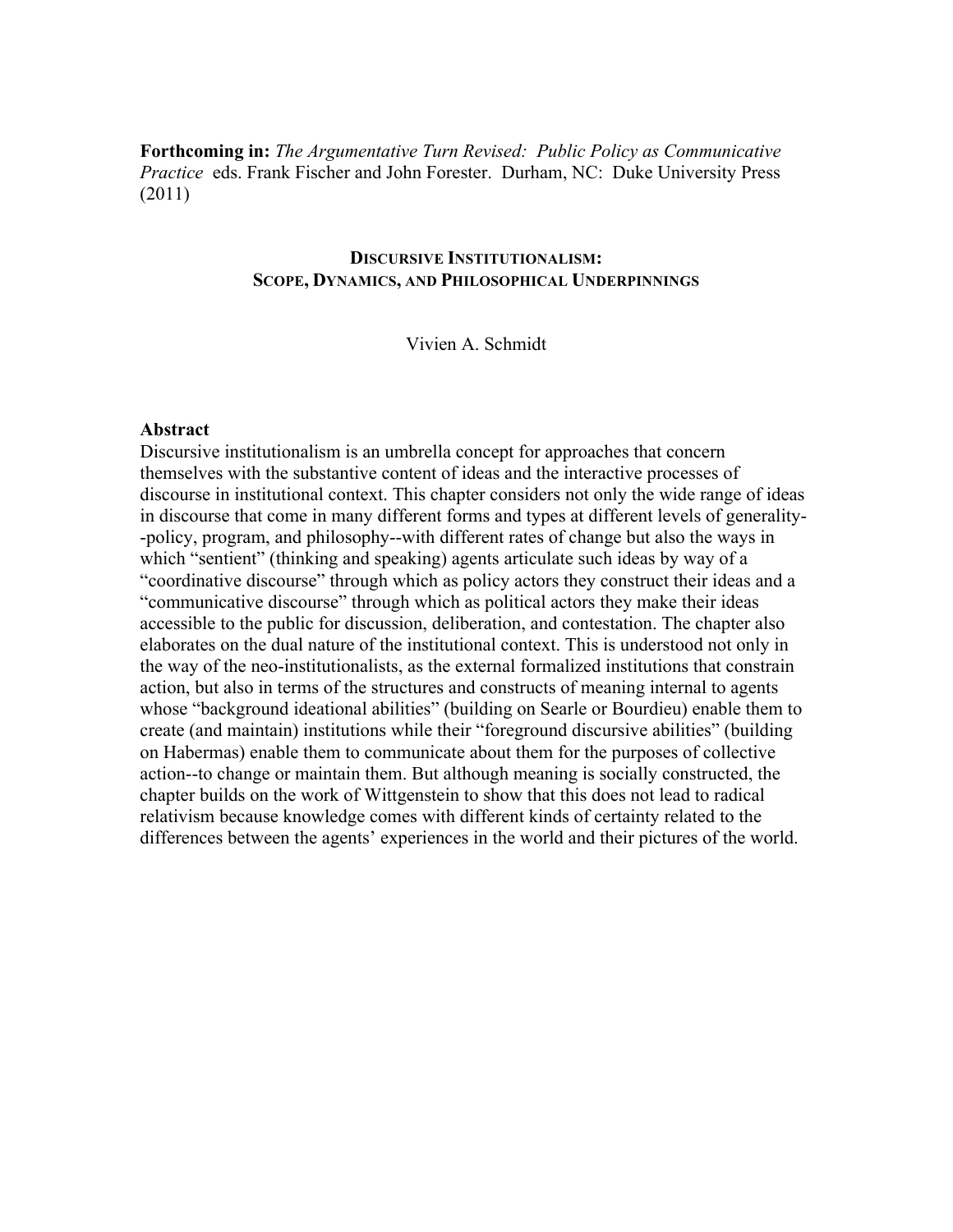**Forthcoming in:** *The Argumentative Turn Revised: Public Policy as Communicative Practice* eds. Frank Fischer and John Forester. Durham, NC: Duke University Press (2011)

# DISCURSIVE INSTITUTIONALISM: SCOPE, DYNAMICS, AND PHILOSOPHICAL UNDERPINNINGS

Vivien A. Schmidt

**Abstract**

Discursive institutionalism is an umbrella concept for approaches that concern themselves with the substantive content of ideas and the interactive processes of discourse in institutional context. This chapter considers not only the wide range of ideas in discourse that come in many different forms and types at different levels of generality--policy, program, and philosophy--with different rates of change but also the ways in which "sentient" (thinking and speaking) agents articulate such ideas by way of a "coordinative discourse" through which as policy actors they construct their ideas and a "communicative discourse" through which as political actors they make their ideas accessible to the public for discussion, deliberation, and contestation. The chapter also elaborates on the dual nature of the institutional context. This is understood not only in the way of the neo-institutionalists, as the external formalized institutions that constrain action, but also in terms of the structures and constructs of meaning internal to agents whose "background ideational abilities" (building on Searle or Bourdieu) enable them to create (and maintain) institutions while their "foreground discursive abilities" (building on Habermas) enable them to communicate about them for the purposes of collective action--to change or maintain them. But although meaning is socially constructed, the chapter builds on the work of Wittgenstein to show that this does not lead to radical relativism because knowledge comes with different kinds of certainty related to the differences between the agents' experiences in the world and their pictures of the world.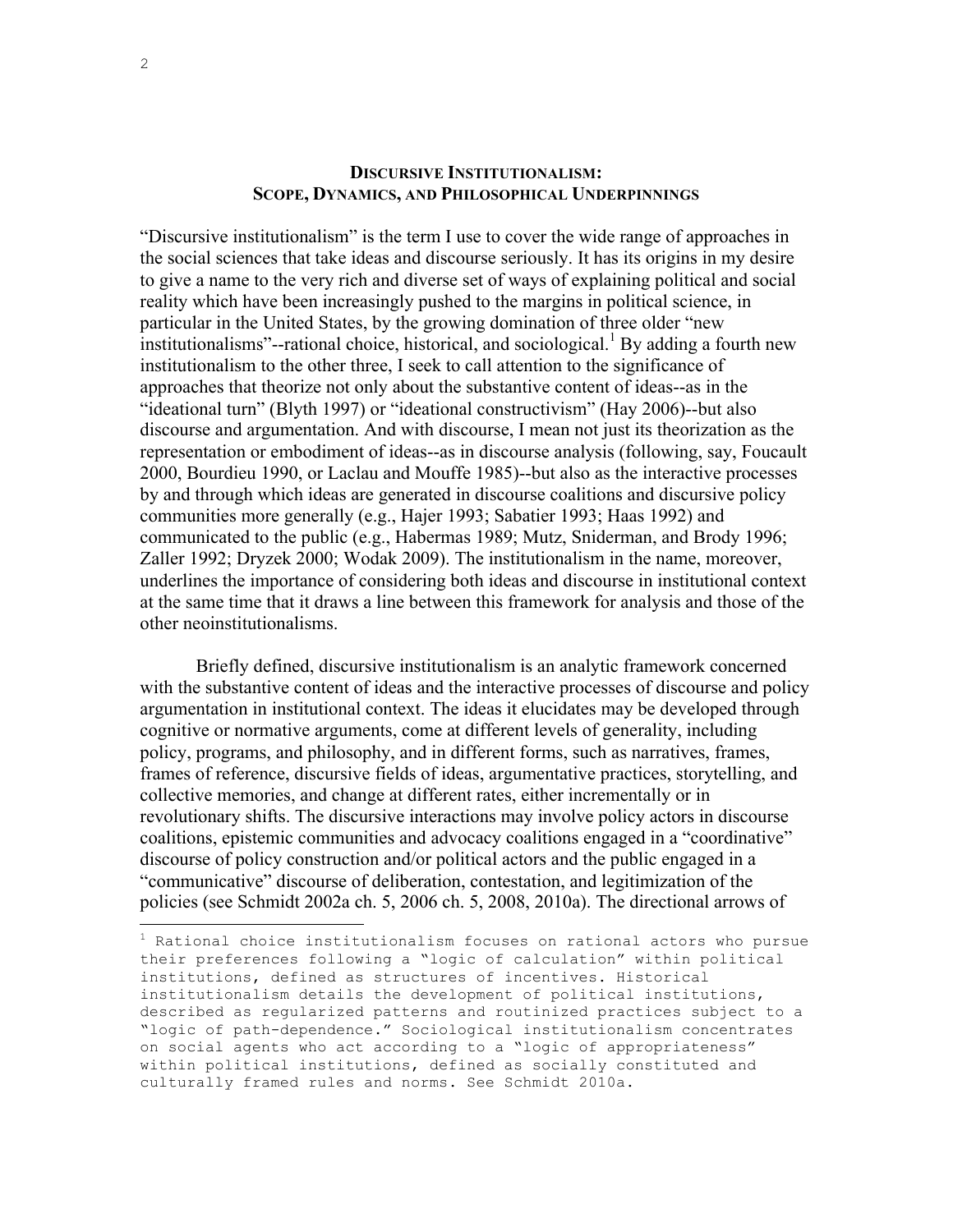# DISCURSIVE INSTITUTIONALISM: SCOPE, DYNAMICS, AND PHILOSOPHICAL UNDERPINNINGS

"Discursive institutionalism" is the term I use to cover the wide range of approaches in the social sciences that take ideas and discourse seriously. It has its origins in my desire to give a name to the very rich and diverse set of ways of explaining political and social reality which have been increasingly pushed to the margins in political science, in particular in the United States, by the growing domination of three older "new institutionalisms"--rational choice, historical, and sociological.[1] By adding a fourth new institutionalism to the other three, I seek to call attention to the significance of approaches that theorize not only about the substantive content of ideas--as in the "ideational turn" (Blyth 1997) or "ideational constructivism" (Hay 2006)--but also discourse and argumentation. And with discourse, I mean not just its theorization as the representation or embodiment of ideas--as in discourse analysis (following, say, Foucault 2000, Bourdieu 1990, or Laclau and Mouffe 1985)--but also as the interactive processes by and through which ideas are generated in discourse coalitions and discursive policy communities more generally (e.g., Hajer 1993; Sabatier 1993; Haas 1992) and communicated to the public (e.g., Habermas 1989; Mutz, Sniderman, and Brody 1996; Zaller 1992; Dryzek 2000; Wodak 2009). The institutionalism in the name, moreover, underlines the importance of considering both ideas and discourse in institutional context at the same time that it draws a line between this framework for analysis and those of the other neoinstitutionalisms.

Briefly defined, discursive institutionalism is an analytic framework concerned with the substantive content of ideas and the interactive processes of discourse and policy argumentation in institutional context. The ideas it elucidates may be developed through cognitive or normative arguments, come at different levels of generality, including policy, programs, and philosophy, and in different forms, such as narratives, frames, frames of reference, discursive fields of ideas, argumentative practices, storytelling, and collective memories, and change at different rates, either incrementally or in revolutionary shifts. The discursive interactions may involve policy actors in discourse coalitions, epistemic communities and advocacy coalitions engaged in a "coordinative" discourse of policy construction and/or political actors and the public engaged in a "communicative" discourse of deliberation, contestation, and legitimization of the policies (see Schmidt 2002a ch. 5, 2006 ch. 5, 2008, 2010a). The directional arrows of

[1] Rational choice institutionalism focuses on rational actors who pursue their preferences following a "logic of calculation" within political institutions, defined as structures of incentives. Historical institutionalism details the development of political institutions, described as regularized patterns and routinized practices subject to a "logic of path-dependence." Sociological institutionalism concentrates on social agents who act according to a "logic of appropriateness" within political institutions, defined as socially constituted and culturally framed rules and norms. See Schmidt 2010a.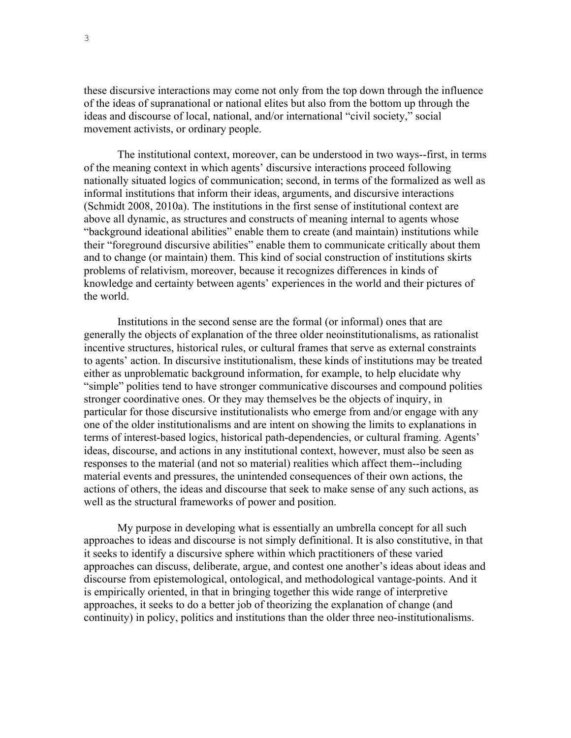these discursive interactions may come not only from the top down through the influence of the ideas of supranational or national elites but also from the bottom up through the ideas and discourse of local, national, and/or international "civil society," social movement activists, or ordinary people.

The institutional context, moreover, can be understood in two ways--first, in terms of the meaning context in which agents' discursive interactions proceed following nationally situated logics of communication; second, in terms of the formalized as well as informal institutions that inform their ideas, arguments, and discursive interactions (Schmidt 2008, 2010a). The institutions in the first sense of institutional context are above all dynamic, as structures and constructs of meaning internal to agents whose "background ideational abilities" enable them to create (and maintain) institutions while their "foreground discursive abilities" enable them to communicate critically about them and to change (or maintain) them. This kind of social construction of institutions skirts problems of relativism, moreover, because it recognizes differences in kinds of knowledge and certainty between agents' experiences in the world and their pictures of the world.

Institutions in the second sense are the formal (or informal) ones that are generally the objects of explanation of the three older neoinstitutionalisms, as rationalist incentive structures, historical rules, or cultural frames that serve as external constraints to agents' action. In discursive institutionalism, these kinds of institutions may be treated either as unproblematic background information, for example, to help elucidate why "simple" polities tend to have stronger communicative discourses and compound polities stronger coordinative ones. Or they may themselves be the objects of inquiry, in particular for those discursive institutionalists who emerge from and/or engage with any one of the older institutionalisms and are intent on showing the limits to explanations in terms of interest-based logics, historical path-dependencies, or cultural framing. Agents' ideas, discourse, and actions in any institutional context, however, must also be seen as responses to the material (and not so material) realities which affect them--including material events and pressures, the unintended consequences of their own actions, the actions of others, the ideas and discourse that seek to make sense of any such actions, as well as the structural frameworks of power and position.

My purpose in developing what is essentially an umbrella concept for all such approaches to ideas and discourse is not simply definitional. It is also constitutive, in that it seeks to identify a discursive sphere within which practitioners of these varied approaches can discuss, deliberate, argue, and contest one another's ideas about ideas and discourse from epistemological, ontological, and methodological vantage-points. And it is empirically oriented, in that in bringing together this wide range of interpretive approaches, it seeks to do a better job of theorizing the explanation of change (and continuity) in policy, politics and institutions than the older three neo-institutionalisms.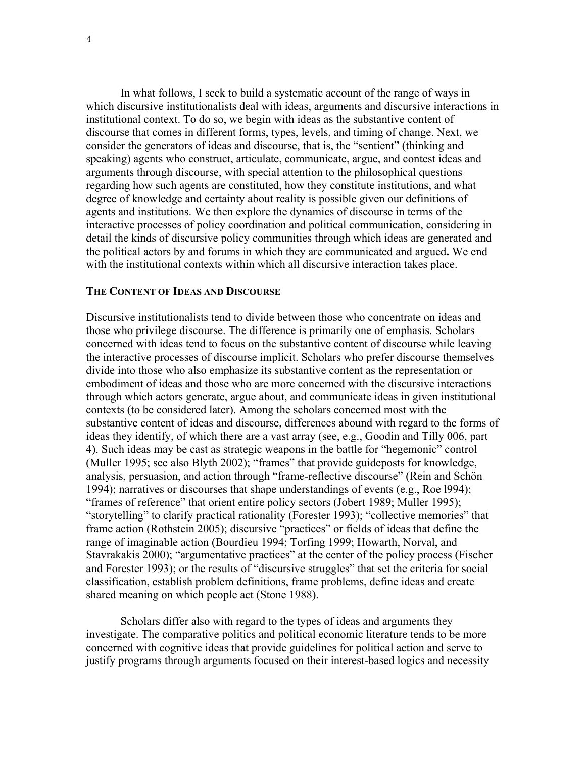In what follows, I seek to build a systematic account of the range of ways in which discursive institutionalists deal with ideas, arguments and discursive interactions in institutional context. To do so, we begin with ideas as the substantive content of discourse that comes in different forms, types, levels, and timing of change. Next, we consider the generators of ideas and discourse, that is, the "sentient" (thinking and speaking) agents who construct, articulate, communicate, argue, and contest ideas and arguments through discourse, with special attention to the philosophical questions regarding how such agents are constituted, how they constitute institutions, and what degree of knowledge and certainty about reality is possible given our definitions of agents and institutions. We then explore the dynamics of discourse in terms of the interactive processes of policy coordination and political communication, considering in detail the kinds of discursive policy communities through which ideas are generated and the political actors by and forums in which they are communicated and argued**.** We end with the institutional contexts within which all discursive interaction takes place.

## THE CONTENT OF IDEAS AND DISCOURSE

Discursive institutionalists tend to divide between those who concentrate on ideas and those who privilege discourse. The difference is primarily one of emphasis. Scholars concerned with ideas tend to focus on the substantive content of discourse while leaving the interactive processes of discourse implicit. Scholars who prefer discourse themselves divide into those who also emphasize its substantive content as the representation or embodiment of ideas and those who are more concerned with the discursive interactions through which actors generate, argue about, and communicate ideas in given institutional contexts (to be considered later). Among the scholars concerned most with the substantive content of ideas and discourse, differences abound with regard to the forms of ideas they identify, of which there are a vast array (see, e.g., Goodin and Tilly 006, part 4). Such ideas may be cast as strategic weapons in the battle for "hegemonic" control (Muller 1995; see also Blyth 2002); "frames" that provide guideposts for knowledge, analysis, persuasion, and action through "frame-reflective discourse" (Rein and Schön 1994); narratives or discourses that shape understandings of events (e.g., Roe l994); "frames of reference" that orient entire policy sectors (Jobert 1989; Muller 1995); "storytelling" to clarify practical rationality (Forester 1993); "collective memories" that frame action (Rothstein 2005); discursive "practices" or fields of ideas that define the range of imaginable action (Bourdieu 1994; Torfing 1999; Howarth, Norval, and Stavrakakis 2000); "argumentative practices" at the center of the policy process (Fischer and Forester 1993); or the results of "discursive struggles" that set the criteria for social classification, establish problem definitions, frame problems, define ideas and create shared meaning on which people act (Stone 1988).

Scholars differ also with regard to the types of ideas and arguments they investigate. The comparative politics and political economic literature tends to be more concerned with cognitive ideas that provide guidelines for political action and serve to justify programs through arguments focused on their interest-based logics and necessity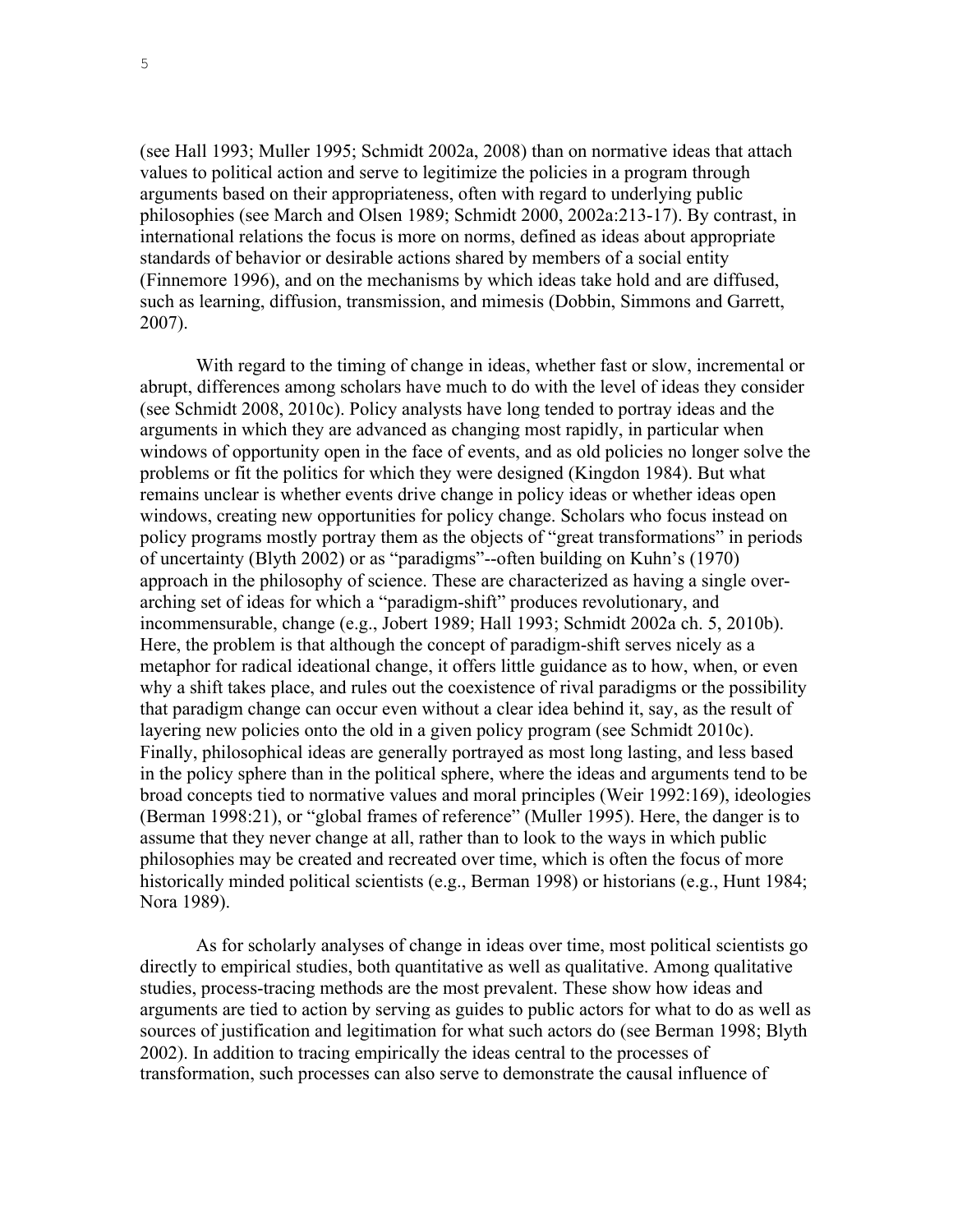(see Hall 1993; Muller 1995; Schmidt 2002a, 2008) than on normative ideas that attach values to political action and serve to legitimize the policies in a program through arguments based on their appropriateness, often with regard to underlying public philosophies (see March and Olsen 1989; Schmidt 2000, 2002a:213-17). By contrast, in international relations the focus is more on norms, defined as ideas about appropriate standards of behavior or desirable actions shared by members of a social entity (Finnemore 1996), and on the mechanisms by which ideas take hold and are diffused, such as learning, diffusion, transmission, and mimesis (Dobbin, Simmons and Garrett, 2007).

With regard to the timing of change in ideas, whether fast or slow, incremental or abrupt, differences among scholars have much to do with the level of ideas they consider (see Schmidt 2008, 2010c). Policy analysts have long tended to portray ideas and the arguments in which they are advanced as changing most rapidly, in particular when windows of opportunity open in the face of events, and as old policies no longer solve the problems or fit the politics for which they were designed (Kingdon 1984). But what remains unclear is whether events drive change in policy ideas or whether ideas open windows, creating new opportunities for policy change. Scholars who focus instead on policy programs mostly portray them as the objects of "great transformations" in periods of uncertainty (Blyth 2002) or as "paradigms"--often building on Kuhn's (1970) approach in the philosophy of science. These are characterized as having a single over-arching set of ideas for which a "paradigm-shift" produces revolutionary, and incommensurable, change (e.g., Jobert 1989; Hall 1993; Schmidt 2002a ch. 5, 2010b). Here, the problem is that although the concept of paradigm-shift serves nicely as a metaphor for radical ideational change, it offers little guidance as to how, when, or even why a shift takes place, and rules out the coexistence of rival paradigms or the possibility that paradigm change can occur even without a clear idea behind it, say, as the result of layering new policies onto the old in a given policy program (see Schmidt 2010c). Finally, philosophical ideas are generally portrayed as most long lasting, and less based in the policy sphere than in the political sphere, where the ideas and arguments tend to be broad concepts tied to normative values and moral principles (Weir 1992:169), ideologies (Berman 1998:21), or "global frames of reference" (Muller 1995). Here, the danger is to assume that they never change at all, rather than to look to the ways in which public philosophies may be created and recreated over time, which is often the focus of more historically minded political scientists (e.g., Berman 1998) or historians (e.g., Hunt 1984; Nora 1989).

As for scholarly analyses of change in ideas over time, most political scientists go directly to empirical studies, both quantitative as well as qualitative. Among qualitative studies, process-tracing methods are the most prevalent. These show how ideas and arguments are tied to action by serving as guides to public actors for what to do as well as sources of justification and legitimation for what such actors do (see Berman 1998; Blyth 2002). In addition to tracing empirically the ideas central to the processes of transformation, such processes can also serve to demonstrate the causal influence of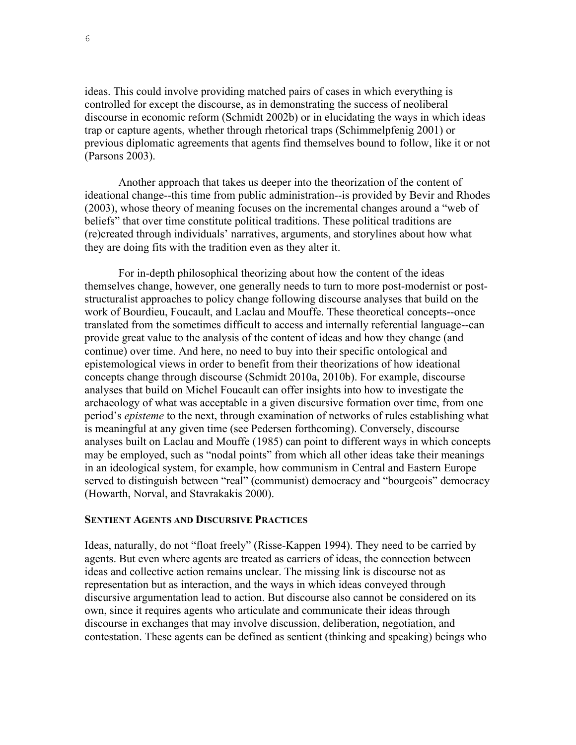ideas. This could involve providing matched pairs of cases in which everything is controlled for except the discourse, as in demonstrating the success of neoliberal discourse in economic reform (Schmidt 2002b) or in elucidating the ways in which ideas trap or capture agents, whether through rhetorical traps (Schimmelpfenig 2001) or previous diplomatic agreements that agents find themselves bound to follow, like it or not (Parsons 2003).

Another approach that takes us deeper into the theorization of the content of ideational change--this time from public administration--is provided by Bevir and Rhodes (2003), whose theory of meaning focuses on the incremental changes around a "web of beliefs" that over time constitute political traditions. These political traditions are (re)created through individuals' narratives, arguments, and storylines about how what they are doing fits with the tradition even as they alter it.

For in-depth philosophical theorizing about how the content of the ideas themselves change, however, one generally needs to turn to more post-modernist or post-structuralist approaches to policy change following discourse analyses that build on the work of Bourdieu, Foucault, and Laclau and Mouffe. These theoretical concepts--once translated from the sometimes difficult to access and internally referential language--can provide great value to the analysis of the content of ideas and how they change (and continue) over time. And here, no need to buy into their specific ontological and epistemological views in order to benefit from their theorizations of how ideational concepts change through discourse (Schmidt 2010a, 2010b). For example, discourse analyses that build on Michel Foucault can offer insights into how to investigate the archaeology of what was acceptable in a given discursive formation over time, from one period's *episteme* to the next, through examination of networks of rules establishing what is meaningful at any given time (see Pedersen forthcoming). Conversely, discourse analyses built on Laclau and Mouffe (1985) can point to different ways in which concepts may be employed, such as "nodal points" from which all other ideas take their meanings in an ideological system, for example, how communism in Central and Eastern Europe served to distinguish between "real" (communist) democracy and "bourgeois" democracy (Howarth, Norval, and Stavrakakis 2000).

## SENTIENT AGENTS AND DISCURSIVE PRACTICES

Ideas, naturally, do not "float freely" (Risse-Kappen 1994). They need to be carried by agents. But even where agents are treated as carriers of ideas, the connection between ideas and collective action remains unclear. The missing link is discourse not as representation but as interaction, and the ways in which ideas conveyed through discursive argumentation lead to action. But discourse also cannot be considered on its own, since it requires agents who articulate and communicate their ideas through discourse in exchanges that may involve discussion, deliberation, negotiation, and contestation. These agents can be defined as sentient (thinking and speaking) beings who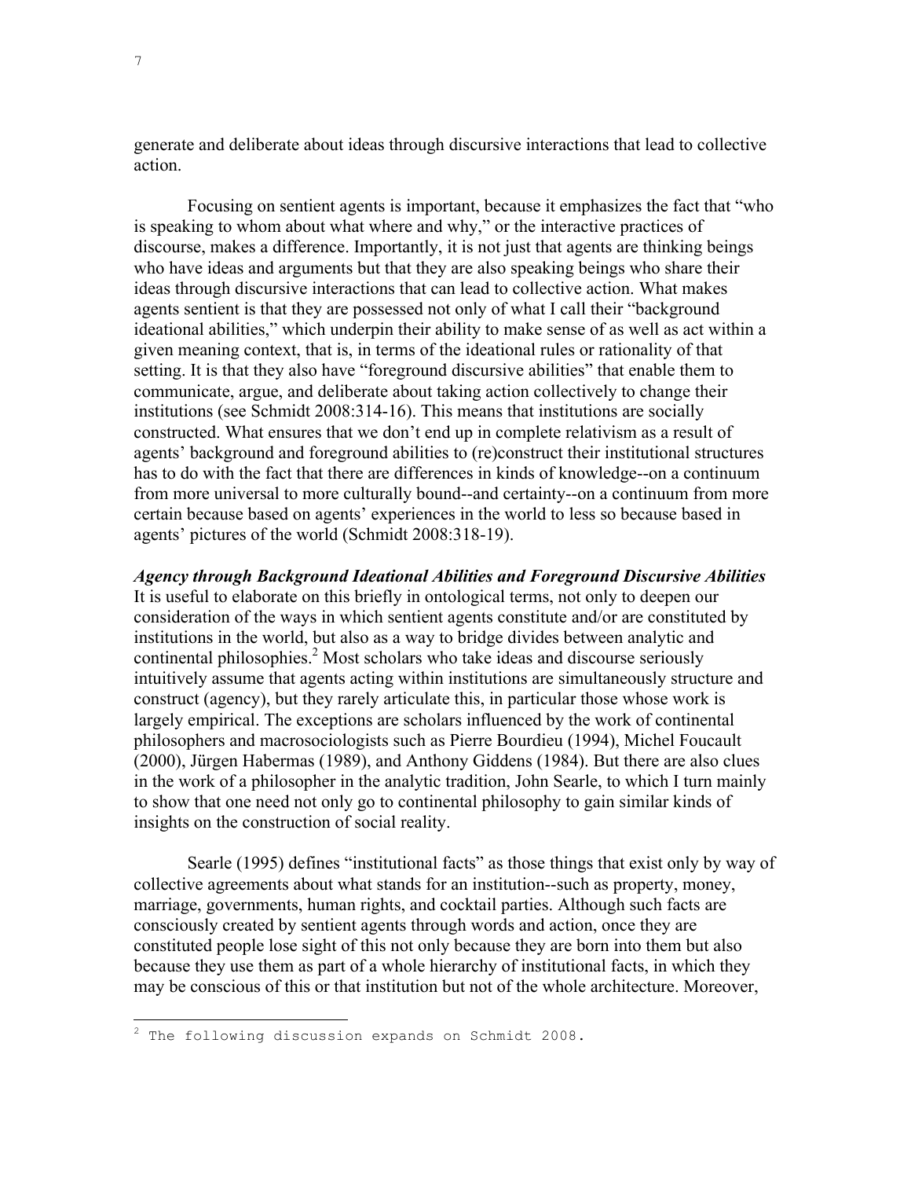generate and deliberate about ideas through discursive interactions that lead to collective action.

Focusing on sentient agents is important, because it emphasizes the fact that "who is speaking to whom about what where and why," or the interactive practices of discourse, makes a difference. Importantly, it is not just that agents are thinking beings who have ideas and arguments but that they are also speaking beings who share their ideas through discursive interactions that can lead to collective action. What makes agents sentient is that they are possessed not only of what I call their "background ideational abilities," which underpin their ability to make sense of as well as act within a given meaning context, that is, in terms of the ideational rules or rationality of that setting. It is that they also have "foreground discursive abilities" that enable them to communicate, argue, and deliberate about taking action collectively to change their institutions (see Schmidt 2008:314-16). This means that institutions are socially constructed. What ensures that we don't end up in complete relativism as a result of agents' background and foreground abilities to (re)construct their institutional structures has to do with the fact that there are differences in kinds of knowledge--on a continuum from more universal to more culturally bound--and certainty--on a continuum from more certain because based on agents' experiences in the world to less so because based in agents' pictures of the world (Schmidt 2008:318-19).

***Agency through Background Ideational Abilities and Foreground Discursive Abilities***

It is useful to elaborate on this briefly in ontological terms, not only to deepen our consideration of the ways in which sentient agents constitute and/or are constituted by institutions in the world, but also as a way to bridge divides between analytic and continental philosophies.[2] Most scholars who take ideas and discourse seriously intuitively assume that agents acting within institutions are simultaneously structure and construct (agency), but they rarely articulate this, in particular those whose work is largely empirical. The exceptions are scholars influenced by the work of continental philosophers and macrosociologists such as Pierre Bourdieu (1994), Michel Foucault (2000), Jürgen Habermas (1989), and Anthony Giddens (1984). But there are also clues in the work of a philosopher in the analytic tradition, John Searle, to which I turn mainly to show that one need not only go to continental philosophy to gain similar kinds of insights on the construction of social reality.

Searle (1995) defines "institutional facts" as those things that exist only by way of collective agreements about what stands for an institution--such as property, money, marriage, governments, human rights, and cocktail parties. Although such facts are consciously created by sentient agents through words and action, once they are constituted people lose sight of this not only because they are born into them but also because they use them as part of a whole hierarchy of institutional facts, in which they may be conscious of this or that institution but not of the whole architecture. Moreover,

[2] The following discussion expands on Schmidt 2008.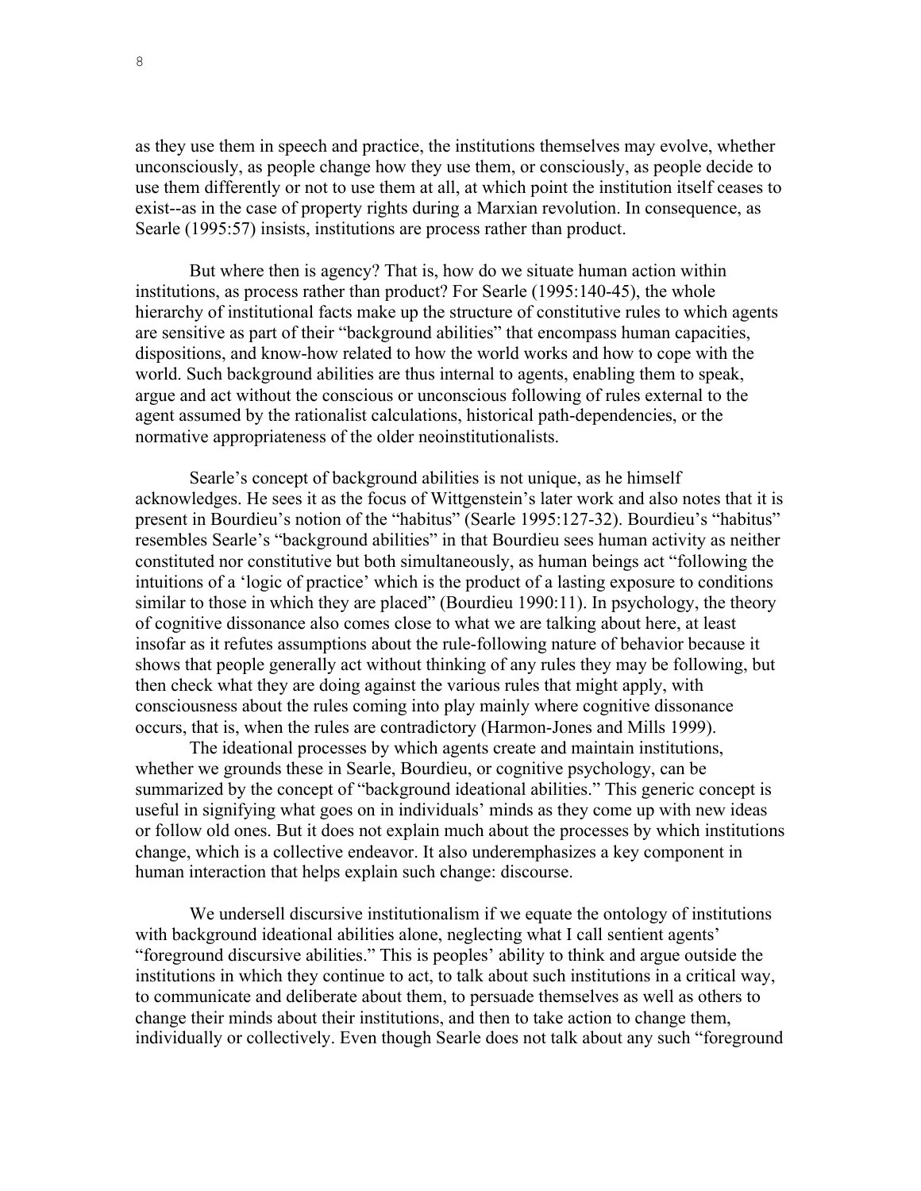as they use them in speech and practice, the institutions themselves may evolve, whether unconsciously, as people change how they use them, or consciously, as people decide to use them differently or not to use them at all, at which point the institution itself ceases to exist--as in the case of property rights during a Marxian revolution. In consequence, as Searle (1995:57) insists, institutions are process rather than product.

But where then is agency? That is, how do we situate human action within institutions, as process rather than product? For Searle (1995:140-45), the whole hierarchy of institutional facts make up the structure of constitutive rules to which agents are sensitive as part of their "background abilities" that encompass human capacities, dispositions, and know-how related to how the world works and how to cope with the world. Such background abilities are thus internal to agents, enabling them to speak, argue and act without the conscious or unconscious following of rules external to the agent assumed by the rationalist calculations, historical path-dependencies, or the normative appropriateness of the older neoinstitutionalists.

Searle's concept of background abilities is not unique, as he himself acknowledges. He sees it as the focus of Wittgenstein's later work and also notes that it is present in Bourdieu's notion of the "habitus" (Searle 1995:127-32). Bourdieu's "habitus" resembles Searle's "background abilities" in that Bourdieu sees human activity as neither constituted nor constitutive but both simultaneously, as human beings act "following the intuitions of a 'logic of practice' which is the product of a lasting exposure to conditions similar to those in which they are placed" (Bourdieu 1990:11). In psychology, the theory of cognitive dissonance also comes close to what we are talking about here, at least insofar as it refutes assumptions about the rule-following nature of behavior because it shows that people generally act without thinking of any rules they may be following, but then check what they are doing against the various rules that might apply, with consciousness about the rules coming into play mainly where cognitive dissonance occurs, that is, when the rules are contradictory (Harmon-Jones and Mills 1999).

The ideational processes by which agents create and maintain institutions, whether we grounds these in Searle, Bourdieu, or cognitive psychology, can be summarized by the concept of "background ideational abilities." This generic concept is useful in signifying what goes on in individuals' minds as they come up with new ideas or follow old ones. But it does not explain much about the processes by which institutions change, which is a collective endeavor. It also underemphasizes a key component in human interaction that helps explain such change: discourse.

We undersell discursive institutionalism if we equate the ontology of institutions with background ideational abilities alone, neglecting what I call sentient agents' "foreground discursive abilities." This is peoples' ability to think and argue outside the institutions in which they continue to act, to talk about such institutions in a critical way, to communicate and deliberate about them, to persuade themselves as well as others to change their minds about their institutions, and then to take action to change them, individually or collectively. Even though Searle does not talk about any such "foreground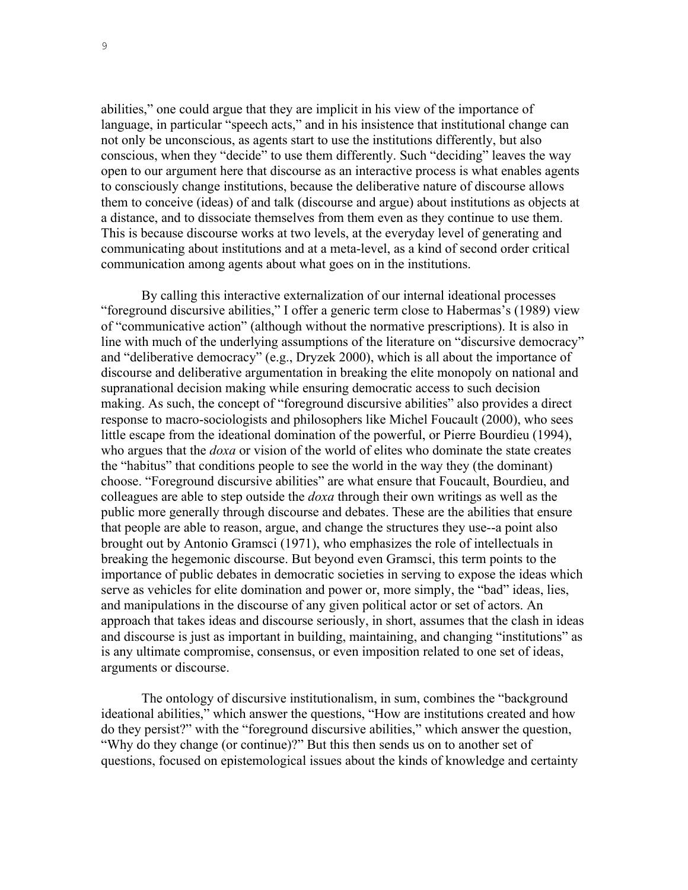abilities," one could argue that they are implicit in his view of the importance of language, in particular "speech acts," and in his insistence that institutional change can not only be unconscious, as agents start to use the institutions differently, but also conscious, when they "decide" to use them differently. Such "deciding" leaves the way open to our argument here that discourse as an interactive process is what enables agents to consciously change institutions, because the deliberative nature of discourse allows them to conceive (ideas) of and talk (discourse and argue) about institutions as objects at a distance, and to dissociate themselves from them even as they continue to use them. This is because discourse works at two levels, at the everyday level of generating and communicating about institutions and at a meta-level, as a kind of second order critical communication among agents about what goes on in the institutions.

By calling this interactive externalization of our internal ideational processes "foreground discursive abilities," I offer a generic term close to Habermas's (1989) view of "communicative action" (although without the normative prescriptions). It is also in line with much of the underlying assumptions of the literature on "discursive democracy" and "deliberative democracy" (e.g., Dryzek 2000), which is all about the importance of discourse and deliberative argumentation in breaking the elite monopoly on national and supranational decision making while ensuring democratic access to such decision making. As such, the concept of "foreground discursive abilities" also provides a direct response to macro-sociologists and philosophers like Michel Foucault (2000), who sees little escape from the ideational domination of the powerful, or Pierre Bourdieu (1994), who argues that the *doxa* or vision of the world of elites who dominate the state creates the "habitus" that conditions people to see the world in the way they (the dominant) choose. "Foreground discursive abilities" are what ensure that Foucault, Bourdieu, and colleagues are able to step outside the *doxa* through their own writings as well as the public more generally through discourse and debates. These are the abilities that ensure that people are able to reason, argue, and change the structures they use--a point also brought out by Antonio Gramsci (1971), who emphasizes the role of intellectuals in breaking the hegemonic discourse. But beyond even Gramsci, this term points to the importance of public debates in democratic societies in serving to expose the ideas which serve as vehicles for elite domination and power or, more simply, the "bad" ideas, lies, and manipulations in the discourse of any given political actor or set of actors. An approach that takes ideas and discourse seriously, in short, assumes that the clash in ideas and discourse is just as important in building, maintaining, and changing "institutions" as is any ultimate compromise, consensus, or even imposition related to one set of ideas, arguments or discourse.

The ontology of discursive institutionalism, in sum, combines the "background ideational abilities," which answer the questions, "How are institutions created and how do they persist?" with the "foreground discursive abilities," which answer the question, "Why do they change (or continue)?" But this then sends us on to another set of questions, focused on epistemological issues about the kinds of knowledge and certainty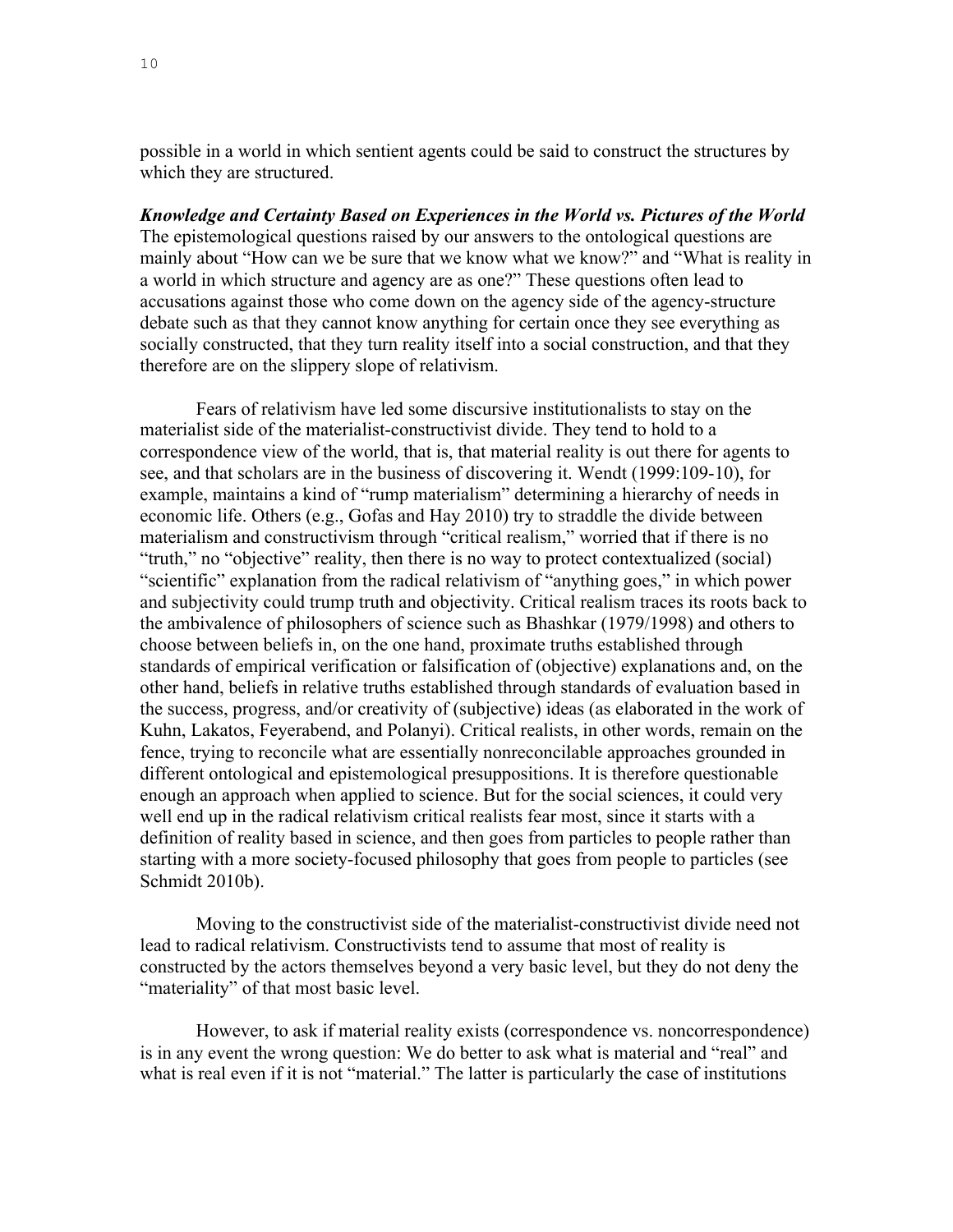possible in a world in which sentient agents could be said to construct the structures by which they are structured.

***Knowledge and Certainty Based on Experiences in the World vs. Pictures of the World***

The epistemological questions raised by our answers to the ontological questions are mainly about "How can we be sure that we know what we know?" and "What is reality in a world in which structure and agency are as one?" These questions often lead to accusations against those who come down on the agency side of the agency-structure debate such as that they cannot know anything for certain once they see everything as socially constructed, that they turn reality itself into a social construction, and that they therefore are on the slippery slope of relativism.

Fears of relativism have led some discursive institutionalists to stay on the materialist side of the materialist-constructivist divide. They tend to hold to a correspondence view of the world, that is, that material reality is out there for agents to see, and that scholars are in the business of discovering it. Wendt (1999:109-10), for example, maintains a kind of "rump materialism" determining a hierarchy of needs in economic life. Others (e.g., Gofas and Hay 2010) try to straddle the divide between materialism and constructivism through "critical realism," worried that if there is no "truth," no "objective" reality, then there is no way to protect contextualized (social) "scientific" explanation from the radical relativism of "anything goes," in which power and subjectivity could trump truth and objectivity. Critical realism traces its roots back to the ambivalence of philosophers of science such as Bhashkar (1979/1998) and others to choose between beliefs in, on the one hand, proximate truths established through standards of empirical verification or falsification of (objective) explanations and, on the other hand, beliefs in relative truths established through standards of evaluation based in the success, progress, and/or creativity of (subjective) ideas (as elaborated in the work of Kuhn, Lakatos, Feyerabend, and Polanyi). Critical realists, in other words, remain on the fence, trying to reconcile what are essentially nonreconcilable approaches grounded in different ontological and epistemological presuppositions. It is therefore questionable enough an approach when applied to science. But for the social sciences, it could very well end up in the radical relativism critical realists fear most, since it starts with a definition of reality based in science, and then goes from particles to people rather than starting with a more society-focused philosophy that goes from people to particles (see Schmidt 2010b).

Moving to the constructivist side of the materialist-constructivist divide need not lead to radical relativism. Constructivists tend to assume that most of reality is constructed by the actors themselves beyond a very basic level, but they do not deny the "materiality" of that most basic level.

However, to ask if material reality exists (correspondence vs. noncorrespondence) is in any event the wrong question: We do better to ask what is material and "real" and what is real even if it is not "material." The latter is particularly the case of institutions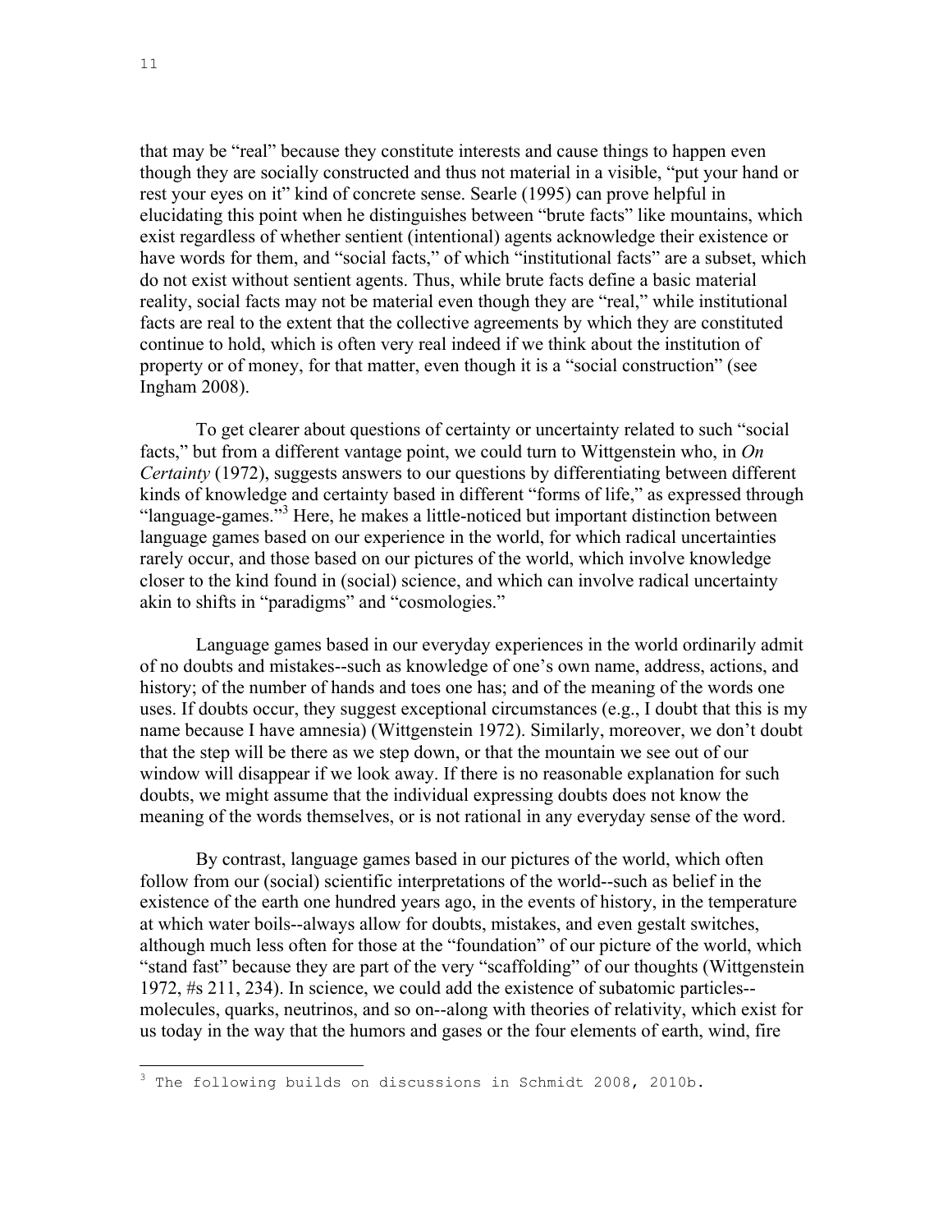that may be "real" because they constitute interests and cause things to happen even though they are socially constructed and thus not material in a visible, "put your hand or rest your eyes on it" kind of concrete sense. Searle (1995) can prove helpful in elucidating this point when he distinguishes between "brute facts" like mountains, which exist regardless of whether sentient (intentional) agents acknowledge their existence or have words for them, and "social facts," of which "institutional facts" are a subset, which do not exist without sentient agents. Thus, while brute facts define a basic material reality, social facts may not be material even though they are "real," while institutional facts are real to the extent that the collective agreements by which they are constituted continue to hold, which is often very real indeed if we think about the institution of property or of money, for that matter, even though it is a "social construction" (see Ingham 2008).

To get clearer about questions of certainty or uncertainty related to such "social facts," but from a different vantage point, we could turn to Wittgenstein who, in *On Certainty* (1972), suggests answers to our questions by differentiating between different kinds of knowledge and certainty based in different "forms of life," as expressed through "language-games."[3] Here, he makes a little-noticed but important distinction between language games based on our experience in the world, for which radical uncertainties rarely occur, and those based on our pictures of the world, which involve knowledge closer to the kind found in (social) science, and which can involve radical uncertainty akin to shifts in "paradigms" and "cosmologies."

Language games based in our everyday experiences in the world ordinarily admit of no doubts and mistakes--such as knowledge of one's own name, address, actions, and history; of the number of hands and toes one has; and of the meaning of the words one uses. If doubts occur, they suggest exceptional circumstances (e.g., I doubt that this is my name because I have amnesia) (Wittgenstein 1972). Similarly, moreover, we don't doubt that the step will be there as we step down, or that the mountain we see out of our window will disappear if we look away. If there is no reasonable explanation for such doubts, we might assume that the individual expressing doubts does not know the meaning of the words themselves, or is not rational in any everyday sense of the word.

By contrast, language games based in our pictures of the world, which often follow from our (social) scientific interpretations of the world--such as belief in the existence of the earth one hundred years ago, in the events of history, in the temperature at which water boils--always allow for doubts, mistakes, and even gestalt switches, although much less often for those at the "foundation" of our picture of the world, which "stand fast" because they are part of the very "scaffolding" of our thoughts (Wittgenstein 1972, #s 211, 234). In science, we could add the existence of subatomic particles--molecules, quarks, neutrinos, and so on--along with theories of relativity, which exist for us today in the way that the humors and gases or the four elements of earth, wind, fire

[3] The following builds on discussions in Schmidt 2008, 2010b.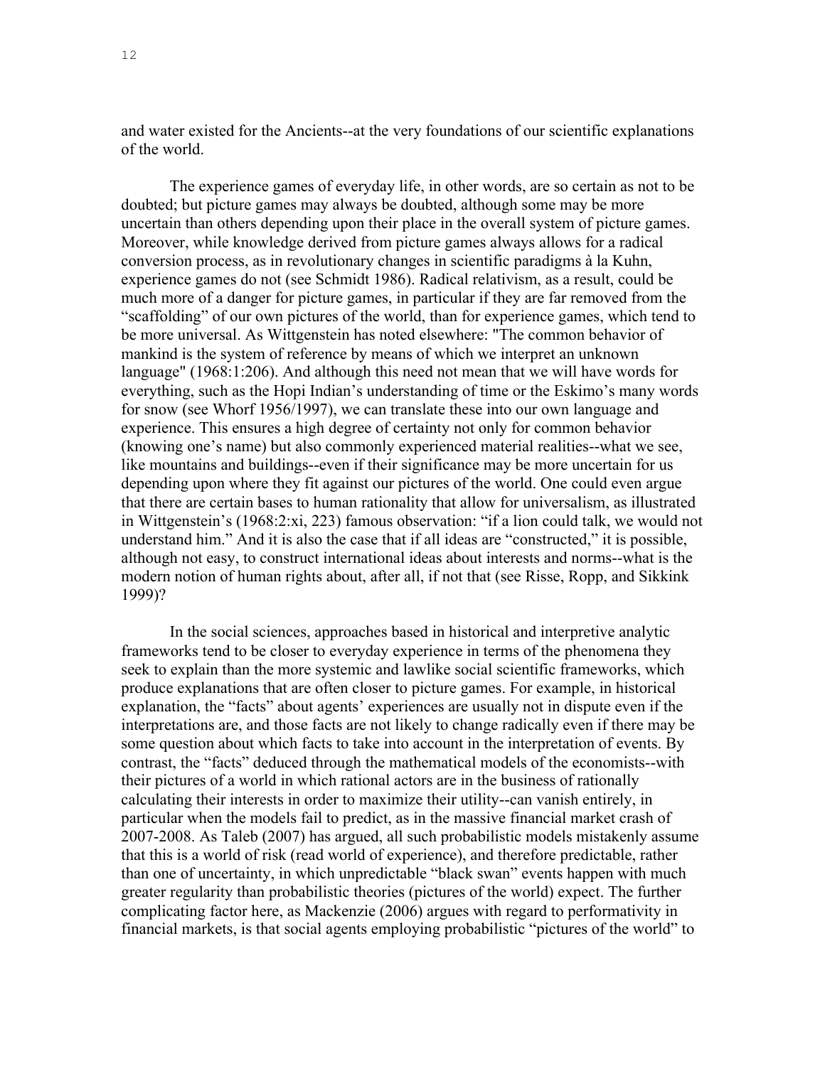and water existed for the Ancients--at the very foundations of our scientific explanations of the world.

The experience games of everyday life, in other words, are so certain as not to be doubted; but picture games may always be doubted, although some may be more uncertain than others depending upon their place in the overall system of picture games. Moreover, while knowledge derived from picture games always allows for a radical conversion process, as in revolutionary changes in scientific paradigms à la Kuhn, experience games do not (see Schmidt 1986). Radical relativism, as a result, could be much more of a danger for picture games, in particular if they are far removed from the "scaffolding" of our own pictures of the world, than for experience games, which tend to be more universal. As Wittgenstein has noted elsewhere: "The common behavior of mankind is the system of reference by means of which we interpret an unknown language" (1968:1:206). And although this need not mean that we will have words for everything, such as the Hopi Indian's understanding of time or the Eskimo's many words for snow (see Whorf 1956/1997), we can translate these into our own language and experience. This ensures a high degree of certainty not only for common behavior (knowing one's name) but also commonly experienced material realities--what we see, like mountains and buildings--even if their significance may be more uncertain for us depending upon where they fit against our pictures of the world. One could even argue that there are certain bases to human rationality that allow for universalism, as illustrated in Wittgenstein's (1968:2:xi, 223) famous observation: "if a lion could talk, we would not understand him." And it is also the case that if all ideas are "constructed," it is possible, although not easy, to construct international ideas about interests and norms--what is the modern notion of human rights about, after all, if not that (see Risse, Ropp, and Sikkink 1999)?

In the social sciences, approaches based in historical and interpretive analytic frameworks tend to be closer to everyday experience in terms of the phenomena they seek to explain than the more systemic and lawlike social scientific frameworks, which produce explanations that are often closer to picture games. For example, in historical explanation, the "facts" about agents' experiences are usually not in dispute even if the interpretations are, and those facts are not likely to change radically even if there may be some question about which facts to take into account in the interpretation of events. By contrast, the "facts" deduced through the mathematical models of the economists--with their pictures of a world in which rational actors are in the business of rationally calculating their interests in order to maximize their utility--can vanish entirely, in particular when the models fail to predict, as in the massive financial market crash of 2007-2008. As Taleb (2007) has argued, all such probabilistic models mistakenly assume that this is a world of risk (read world of experience), and therefore predictable, rather than one of uncertainty, in which unpredictable "black swan" events happen with much greater regularity than probabilistic theories (pictures of the world) expect. The further complicating factor here, as Mackenzie (2006) argues with regard to performativity in financial markets, is that social agents employing probabilistic "pictures of the world" to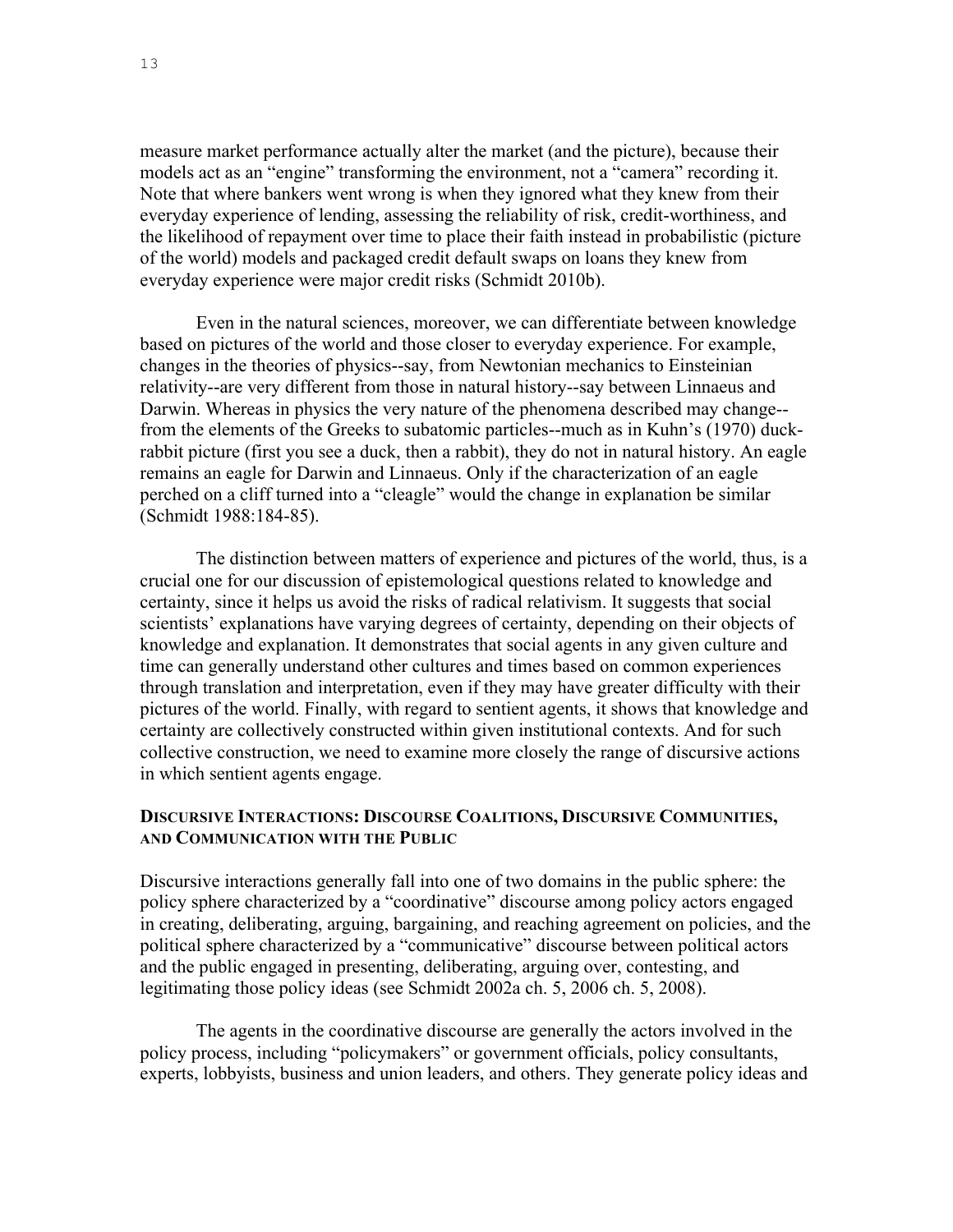measure market performance actually alter the market (and the picture), because their models act as an "engine" transforming the environment, not a "camera" recording it. Note that where bankers went wrong is when they ignored what they knew from their everyday experience of lending, assessing the reliability of risk, credit-worthiness, and the likelihood of repayment over time to place their faith instead in probabilistic (picture of the world) models and packaged credit default swaps on loans they knew from everyday experience were major credit risks (Schmidt 2010b).

Even in the natural sciences, moreover, we can differentiate between knowledge based on pictures of the world and those closer to everyday experience. For example, changes in the theories of physics--say, from Newtonian mechanics to Einsteinian relativity--are very different from those in natural history--say between Linnaeus and Darwin. Whereas in physics the very nature of the phenomena described may change--from the elements of the Greeks to subatomic particles--much as in Kuhn's (1970) duck-rabbit picture (first you see a duck, then a rabbit), they do not in natural history. An eagle remains an eagle for Darwin and Linnaeus. Only if the characterization of an eagle perched on a cliff turned into a "cleagle" would the change in explanation be similar (Schmidt 1988:184-85).

The distinction between matters of experience and pictures of the world, thus, is a crucial one for our discussion of epistemological questions related to knowledge and certainty, since it helps us avoid the risks of radical relativism. It suggests that social scientists' explanations have varying degrees of certainty, depending on their objects of knowledge and explanation. It demonstrates that social agents in any given culture and time can generally understand other cultures and times based on common experiences through translation and interpretation, even if they may have greater difficulty with their pictures of the world. Finally, with regard to sentient agents, it shows that knowledge and certainty are collectively constructed within given institutional contexts. And for such collective construction, we need to examine more closely the range of discursive actions in which sentient agents engage.

## Discursive Interactions: Discourse Coalitions, Discursive Communities, and Communication with the Public

Discursive interactions generally fall into one of two domains in the public sphere: the policy sphere characterized by a "coordinative" discourse among policy actors engaged in creating, deliberating, arguing, bargaining, and reaching agreement on policies, and the political sphere characterized by a "communicative" discourse between political actors and the public engaged in presenting, deliberating, arguing over, contesting, and legitimating those policy ideas (see Schmidt 2002a ch. 5, 2006 ch. 5, 2008).

The agents in the coordinative discourse are generally the actors involved in the policy process, including "policymakers" or government officials, policy consultants, experts, lobbyists, business and union leaders, and others. They generate policy ideas and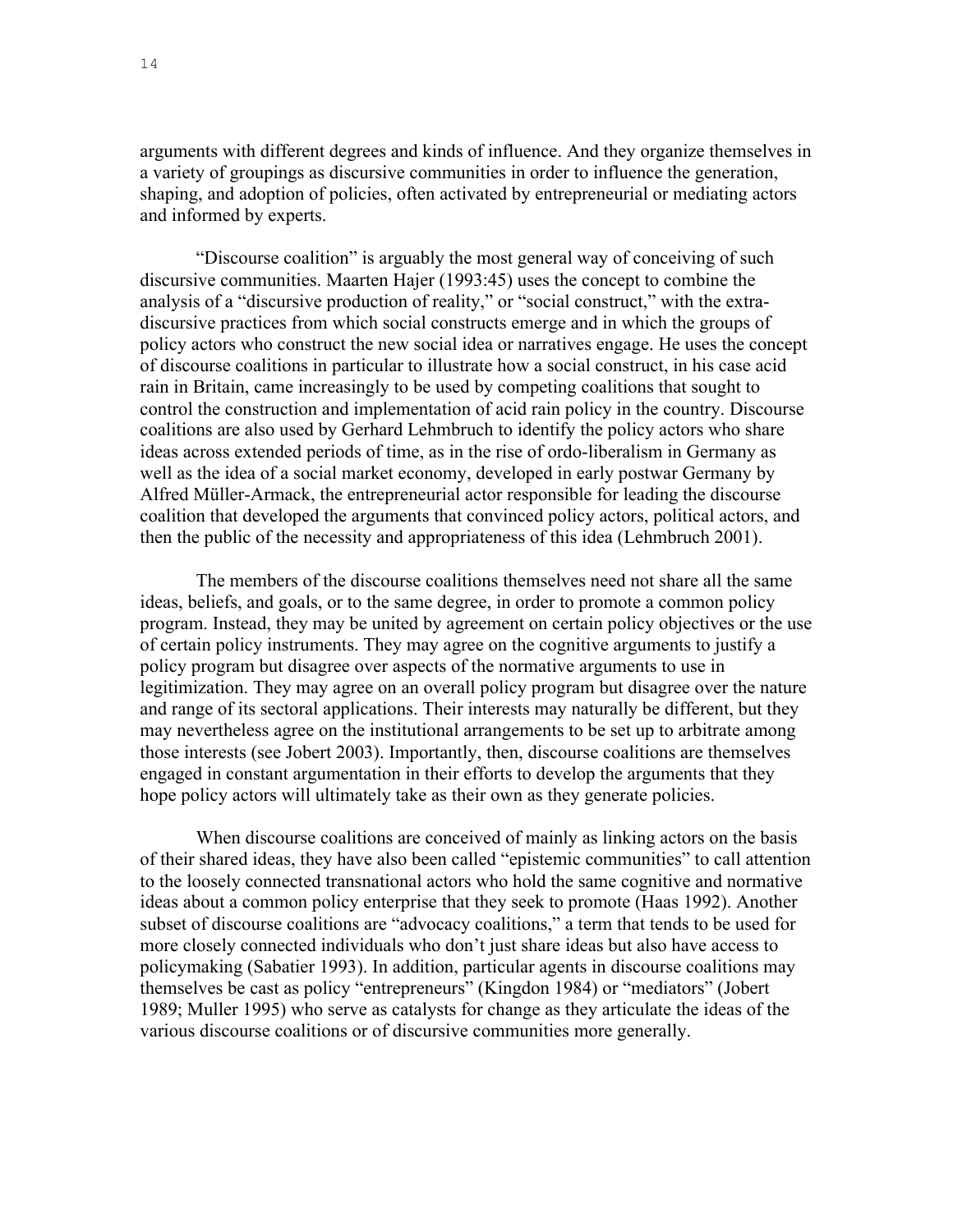arguments with different degrees and kinds of influence. And they organize themselves in a variety of groupings as discursive communities in order to influence the generation, shaping, and adoption of policies, often activated by entrepreneurial or mediating actors and informed by experts.

"Discourse coalition" is arguably the most general way of conceiving of such discursive communities. Maarten Hajer (1993:45) uses the concept to combine the analysis of a "discursive production of reality," or "social construct," with the extra-discursive practices from which social constructs emerge and in which the groups of policy actors who construct the new social idea or narratives engage. He uses the concept of discourse coalitions in particular to illustrate how a social construct, in his case acid rain in Britain, came increasingly to be used by competing coalitions that sought to control the construction and implementation of acid rain policy in the country. Discourse coalitions are also used by Gerhard Lehmbruch to identify the policy actors who share ideas across extended periods of time, as in the rise of ordo-liberalism in Germany as well as the idea of a social market economy, developed in early postwar Germany by Alfred Müller-Armack, the entrepreneurial actor responsible for leading the discourse coalition that developed the arguments that convinced policy actors, political actors, and then the public of the necessity and appropriateness of this idea (Lehmbruch 2001).

The members of the discourse coalitions themselves need not share all the same ideas, beliefs, and goals, or to the same degree, in order to promote a common policy program. Instead, they may be united by agreement on certain policy objectives or the use of certain policy instruments. They may agree on the cognitive arguments to justify a policy program but disagree over aspects of the normative arguments to use in legitimization. They may agree on an overall policy program but disagree over the nature and range of its sectoral applications. Their interests may naturally be different, but they may nevertheless agree on the institutional arrangements to be set up to arbitrate among those interests (see Jobert 2003). Importantly, then, discourse coalitions are themselves engaged in constant argumentation in their efforts to develop the arguments that they hope policy actors will ultimately take as their own as they generate policies.

When discourse coalitions are conceived of mainly as linking actors on the basis of their shared ideas, they have also been called "epistemic communities" to call attention to the loosely connected transnational actors who hold the same cognitive and normative ideas about a common policy enterprise that they seek to promote (Haas 1992). Another subset of discourse coalitions are "advocacy coalitions," a term that tends to be used for more closely connected individuals who don't just share ideas but also have access to policymaking (Sabatier 1993). In addition, particular agents in discourse coalitions may themselves be cast as policy "entrepreneurs" (Kingdon 1984) or "mediators" (Jobert 1989; Muller 1995) who serve as catalysts for change as they articulate the ideas of the various discourse coalitions or of discursive communities more generally.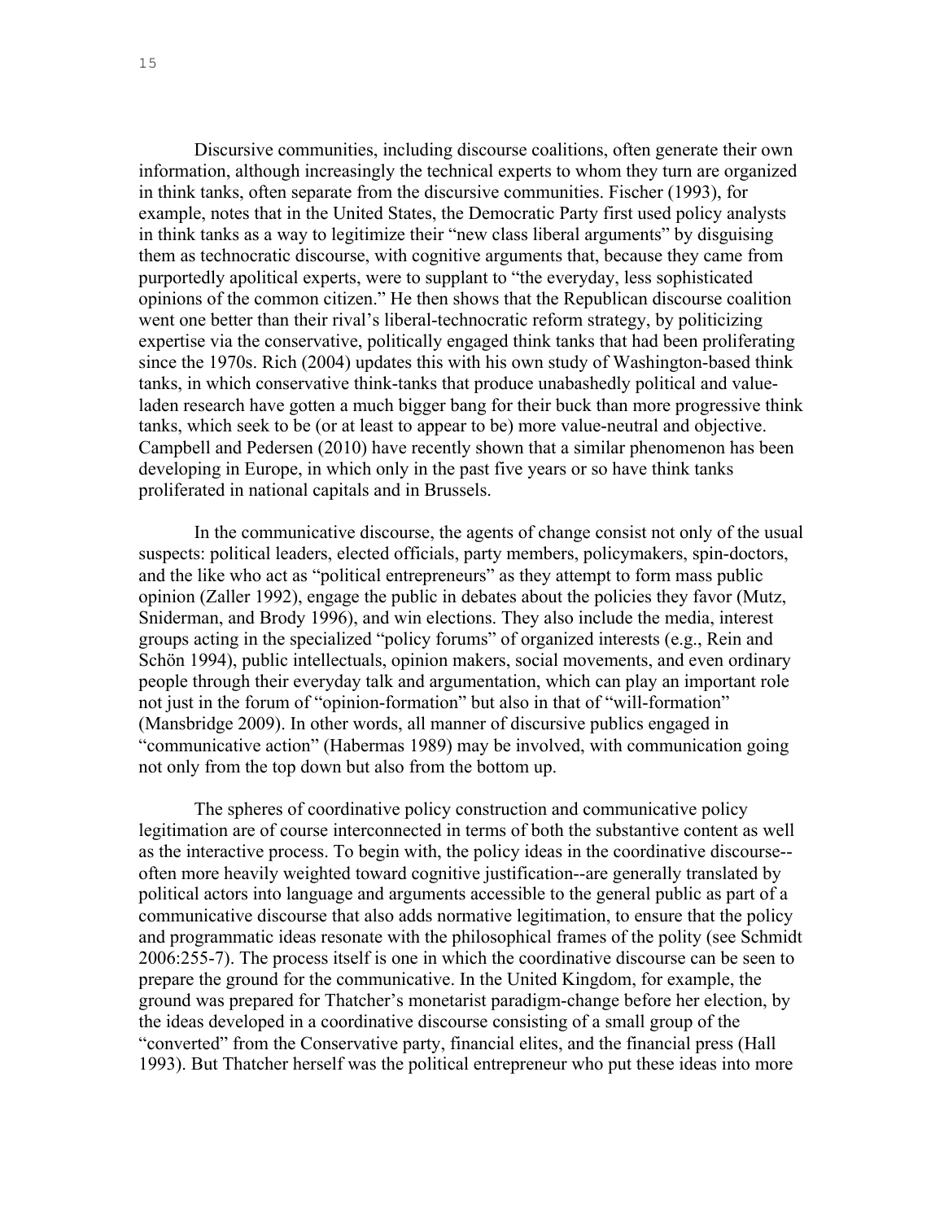Discursive communities, including discourse coalitions, often generate their own information, although increasingly the technical experts to whom they turn are organized in think tanks, often separate from the discursive communities. Fischer (1993), for example, notes that in the United States, the Democratic Party first used policy analysts in think tanks as a way to legitimize their "new class liberal arguments" by disguising them as technocratic discourse, with cognitive arguments that, because they came from purportedly apolitical experts, were to supplant to "the everyday, less sophisticated opinions of the common citizen." He then shows that the Republican discourse coalition went one better than their rival's liberal-technocratic reform strategy, by politicizing expertise via the conservative, politically engaged think tanks that had been proliferating since the 1970s. Rich (2004) updates this with his own study of Washington-based think tanks, in which conservative think-tanks that produce unabashedly political and value-laden research have gotten a much bigger bang for their buck than more progressive think tanks, which seek to be (or at least to appear to be) more value-neutral and objective. Campbell and Pedersen (2010) have recently shown that a similar phenomenon has been developing in Europe, in which only in the past five years or so have think tanks proliferated in national capitals and in Brussels.

In the communicative discourse, the agents of change consist not only of the usual suspects: political leaders, elected officials, party members, policymakers, spin-doctors, and the like who act as "political entrepreneurs" as they attempt to form mass public opinion (Zaller 1992), engage the public in debates about the policies they favor (Mutz, Sniderman, and Brody 1996), and win elections. They also include the media, interest groups acting in the specialized "policy forums" of organized interests (e.g., Rein and Schön 1994), public intellectuals, opinion makers, social movements, and even ordinary people through their everyday talk and argumentation, which can play an important role not just in the forum of "opinion-formation" but also in that of "will-formation" (Mansbridge 2009). In other words, all manner of discursive publics engaged in "communicative action" (Habermas 1989) may be involved, with communication going not only from the top down but also from the bottom up.

The spheres of coordinative policy construction and communicative policy legitimation are of course interconnected in terms of both the substantive content as well as the interactive process. To begin with, the policy ideas in the coordinative discourse--often more heavily weighted toward cognitive justification--are generally translated by political actors into language and arguments accessible to the general public as part of a communicative discourse that also adds normative legitimation, to ensure that the policy and programmatic ideas resonate with the philosophical frames of the polity (see Schmidt 2006:255-7). The process itself is one in which the coordinative discourse can be seen to prepare the ground for the communicative. In the United Kingdom, for example, the ground was prepared for Thatcher's monetarist paradigm-change before her election, by the ideas developed in a coordinative discourse consisting of a small group of the "converted" from the Conservative party, financial elites, and the financial press (Hall 1993). But Thatcher herself was the political entrepreneur who put these ideas into more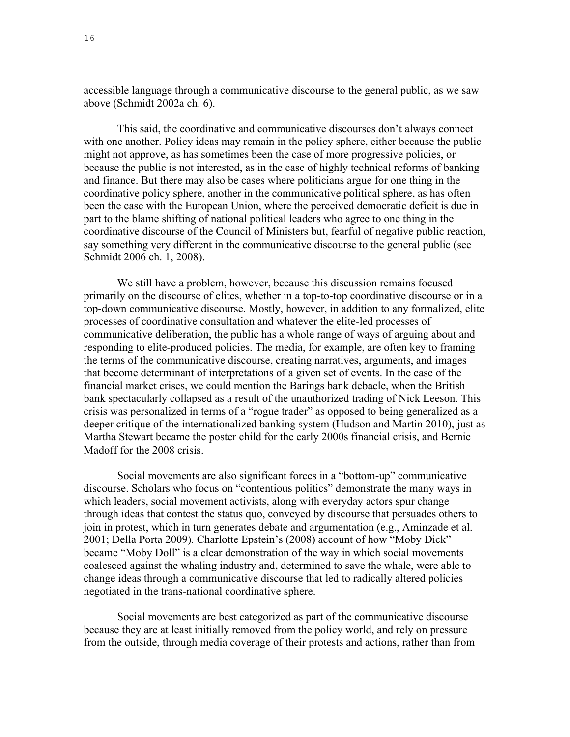accessible language through a communicative discourse to the general public, as we saw above (Schmidt 2002a ch. 6).

This said, the coordinative and communicative discourses don't always connect with one another. Policy ideas may remain in the policy sphere, either because the public might not approve, as has sometimes been the case of more progressive policies, or because the public is not interested, as in the case of highly technical reforms of banking and finance. But there may also be cases where politicians argue for one thing in the coordinative policy sphere, another in the communicative political sphere, as has often been the case with the European Union, where the perceived democratic deficit is due in part to the blame shifting of national political leaders who agree to one thing in the coordinative discourse of the Council of Ministers but, fearful of negative public reaction, say something very different in the communicative discourse to the general public (see Schmidt 2006 ch. 1, 2008).

We still have a problem, however, because this discussion remains focused primarily on the discourse of elites, whether in a top-to-top coordinative discourse or in a top-down communicative discourse. Mostly, however, in addition to any formalized, elite processes of coordinative consultation and whatever the elite-led processes of communicative deliberation, the public has a whole range of ways of arguing about and responding to elite-produced policies. The media, for example, are often key to framing the terms of the communicative discourse, creating narratives, arguments, and images that become determinant of interpretations of a given set of events. In the case of the financial market crises, we could mention the Barings bank debacle, when the British bank spectacularly collapsed as a result of the unauthorized trading of Nick Leeson. This crisis was personalized in terms of a "rogue trader" as opposed to being generalized as a deeper critique of the internationalized banking system (Hudson and Martin 2010), just as Martha Stewart became the poster child for the early 2000s financial crisis, and Bernie Madoff for the 2008 crisis.

Social movements are also significant forces in a "bottom-up" communicative discourse. Scholars who focus on "contentious politics" demonstrate the many ways in which leaders, social movement activists, along with everyday actors spur change through ideas that contest the status quo, conveyed by discourse that persuades others to join in protest, which in turn generates debate and argumentation (e.g., Aminzade et al. 2001; Della Porta 2009). Charlotte Epstein's (2008) account of how "Moby Dick" became "Moby Doll" is a clear demonstration of the way in which social movements coalesced against the whaling industry and, determined to save the whale, were able to change ideas through a communicative discourse that led to radically altered policies negotiated in the trans-national coordinative sphere.

Social movements are best categorized as part of the communicative discourse because they are at least initially removed from the policy world, and rely on pressure from the outside, through media coverage of their protests and actions, rather than from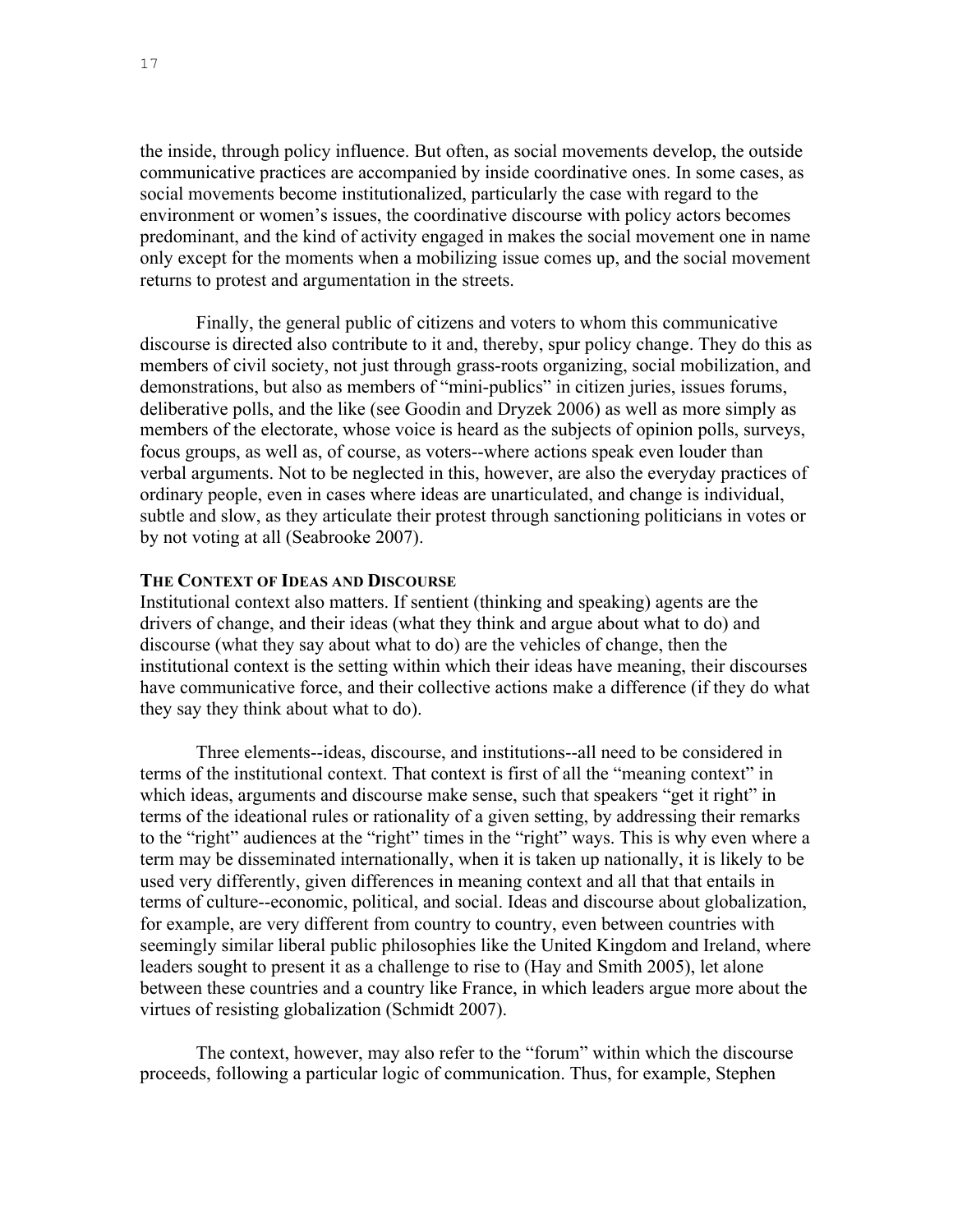the inside, through policy influence. But often, as social movements develop, the outside communicative practices are accompanied by inside coordinative ones. In some cases, as social movements become institutionalized, particularly the case with regard to the environment or women's issues, the coordinative discourse with policy actors becomes predominant, and the kind of activity engaged in makes the social movement one in name only except for the moments when a mobilizing issue comes up, and the social movement returns to protest and argumentation in the streets.

Finally, the general public of citizens and voters to whom this communicative discourse is directed also contribute to it and, thereby, spur policy change. They do this as members of civil society, not just through grass-roots organizing, social mobilization, and demonstrations, but also as members of "mini-publics" in citizen juries, issues forums, deliberative polls, and the like (see Goodin and Dryzek 2006) as well as more simply as members of the electorate, whose voice is heard as the subjects of opinion polls, surveys, focus groups, as well as, of course, as voters--where actions speak even louder than verbal arguments. Not to be neglected in this, however, are also the everyday practices of ordinary people, even in cases where ideas are unarticulated, and change is individual, subtle and slow, as they articulate their protest through sanctioning politicians in votes or by not voting at all (Seabrooke 2007).

### THE CONTEXT OF IDEAS AND DISCOURSE

Institutional context also matters. If sentient (thinking and speaking) agents are the drivers of change, and their ideas (what they think and argue about what to do) and discourse (what they say about what to do) are the vehicles of change, then the institutional context is the setting within which their ideas have meaning, their discourses have communicative force, and their collective actions make a difference (if they do what they say they think about what to do).

Three elements--ideas, discourse, and institutions--all need to be considered in terms of the institutional context. That context is first of all the "meaning context" in which ideas, arguments and discourse make sense, such that speakers "get it right" in terms of the ideational rules or rationality of a given setting, by addressing their remarks to the "right" audiences at the "right" times in the "right" ways. This is why even where a term may be disseminated internationally, when it is taken up nationally, it is likely to be used very differently, given differences in meaning context and all that that entails in terms of culture--economic, political, and social. Ideas and discourse about globalization, for example, are very different from country to country, even between countries with seemingly similar liberal public philosophies like the United Kingdom and Ireland, where leaders sought to present it as a challenge to rise to (Hay and Smith 2005), let alone between these countries and a country like France, in which leaders argue more about the virtues of resisting globalization (Schmidt 2007).

The context, however, may also refer to the "forum" within which the discourse proceeds, following a particular logic of communication. Thus, for example, Stephen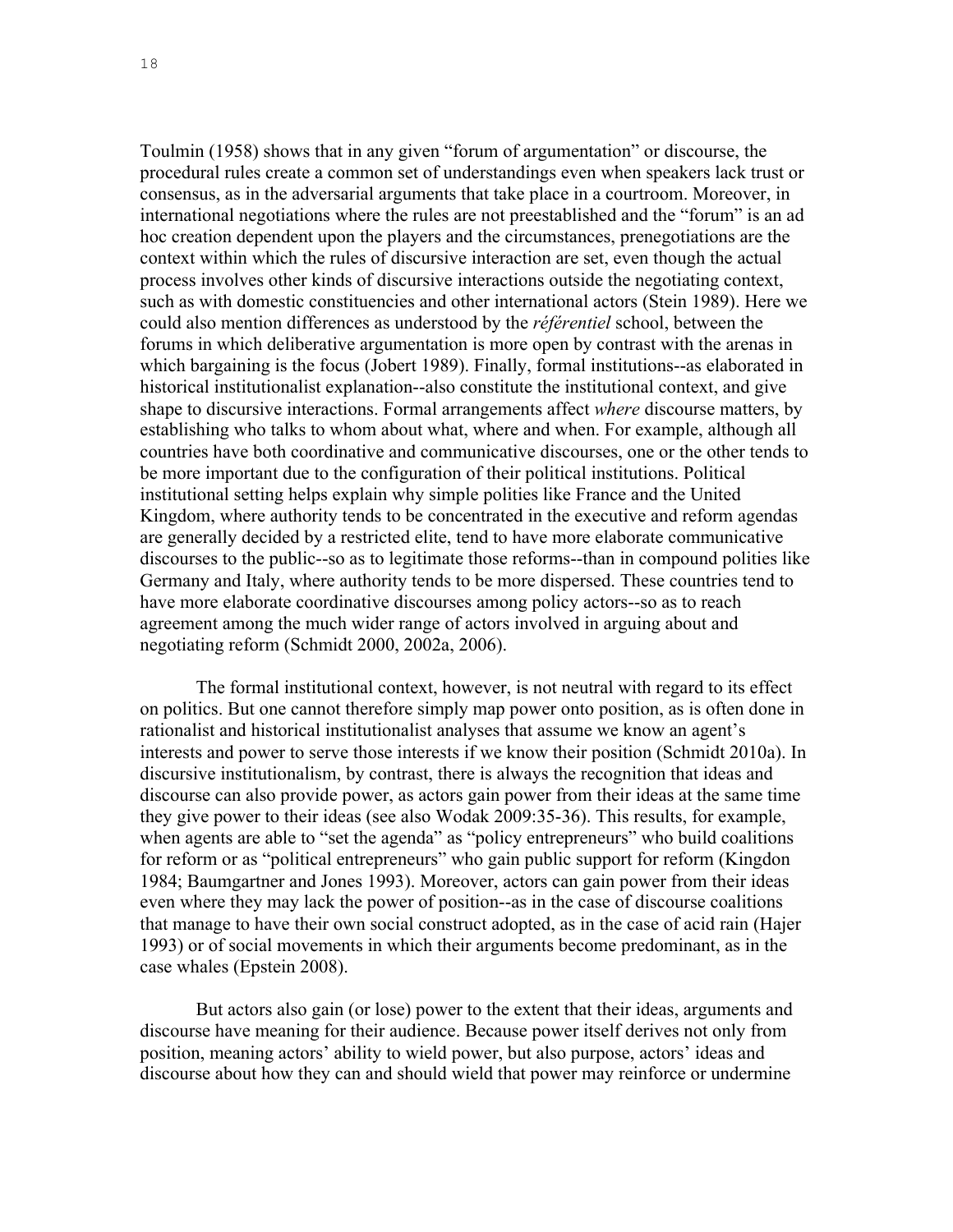Toulmin (1958) shows that in any given "forum of argumentation" or discourse, the procedural rules create a common set of understandings even when speakers lack trust or consensus, as in the adversarial arguments that take place in a courtroom. Moreover, in international negotiations where the rules are not preestablished and the "forum" is an ad hoc creation dependent upon the players and the circumstances, prenegotiations are the context within which the rules of discursive interaction are set, even though the actual process involves other kinds of discursive interactions outside the negotiating context, such as with domestic constituencies and other international actors (Stein 1989). Here we could also mention differences as understood by the *référentiel* school, between the forums in which deliberative argumentation is more open by contrast with the arenas in which bargaining is the focus (Jobert 1989). Finally, formal institutions--as elaborated in historical institutionalist explanation--also constitute the institutional context, and give shape to discursive interactions. Formal arrangements affect *where* discourse matters, by establishing who talks to whom about what, where and when. For example, although all countries have both coordinative and communicative discourses, one or the other tends to be more important due to the configuration of their political institutions. Political institutional setting helps explain why simple polities like France and the United Kingdom, where authority tends to be concentrated in the executive and reform agendas are generally decided by a restricted elite, tend to have more elaborate communicative discourses to the public--so as to legitimate those reforms--than in compound polities like Germany and Italy, where authority tends to be more dispersed. These countries tend to have more elaborate coordinative discourses among policy actors--so as to reach agreement among the much wider range of actors involved in arguing about and negotiating reform (Schmidt 2000, 2002a, 2006).

The formal institutional context, however, is not neutral with regard to its effect on politics. But one cannot therefore simply map power onto position, as is often done in rationalist and historical institutionalist analyses that assume we know an agent's interests and power to serve those interests if we know their position (Schmidt 2010a). In discursive institutionalism, by contrast, there is always the recognition that ideas and discourse can also provide power, as actors gain power from their ideas at the same time they give power to their ideas (see also Wodak 2009:35-36). This results, for example, when agents are able to "set the agenda" as "policy entrepreneurs" who build coalitions for reform or as "political entrepreneurs" who gain public support for reform (Kingdon 1984; Baumgartner and Jones 1993). Moreover, actors can gain power from their ideas even where they may lack the power of position--as in the case of discourse coalitions that manage to have their own social construct adopted, as in the case of acid rain (Hajer 1993) or of social movements in which their arguments become predominant, as in the case whales (Epstein 2008).

But actors also gain (or lose) power to the extent that their ideas, arguments and discourse have meaning for their audience. Because power itself derives not only from position, meaning actors' ability to wield power, but also purpose, actors' ideas and discourse about how they can and should wield that power may reinforce or undermine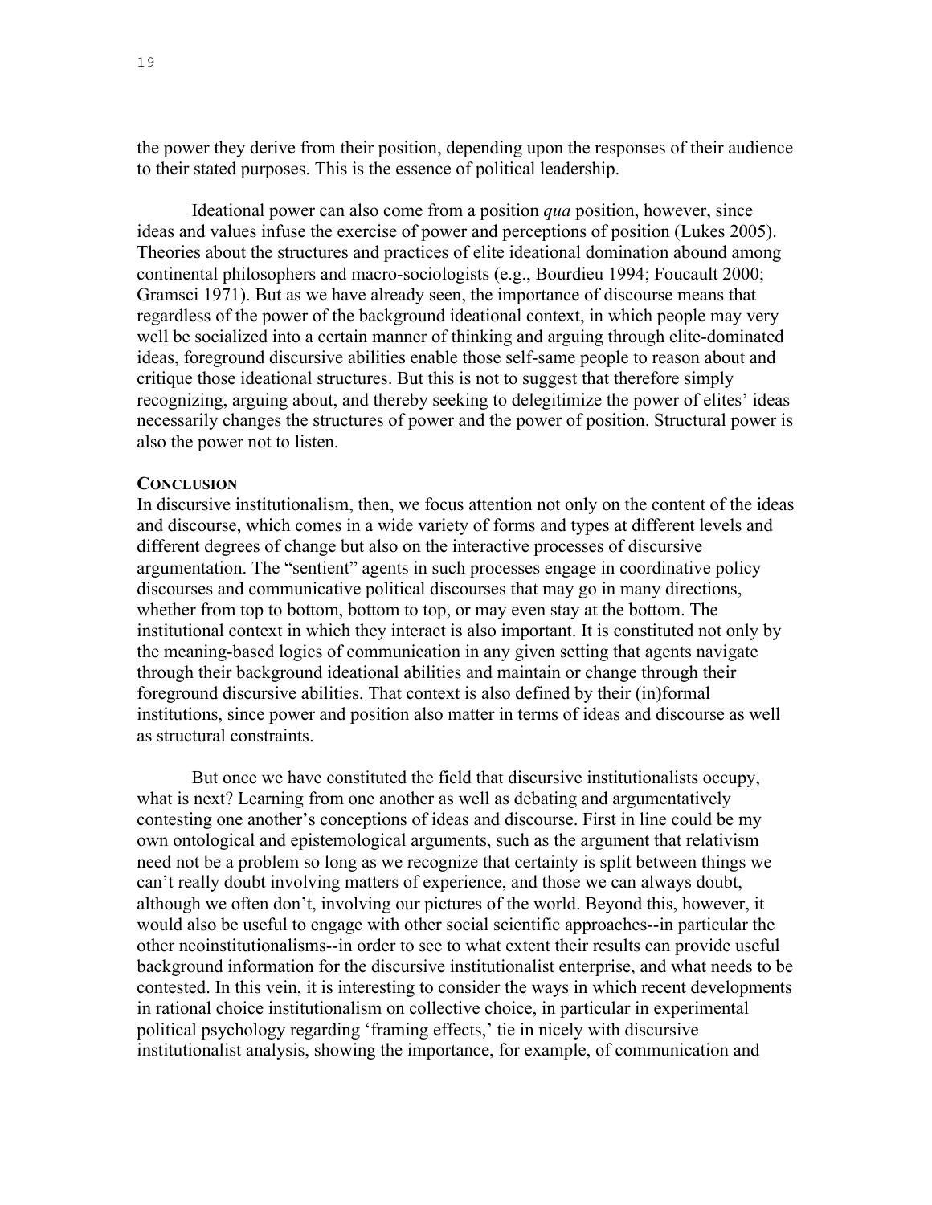the power they derive from their position, depending upon the responses of their audience to their stated purposes. This is the essence of political leadership.

Ideational power can also come from a position *qua* position, however, since ideas and values infuse the exercise of power and perceptions of position (Lukes 2005). Theories about the structures and practices of elite ideational domination abound among continental philosophers and macro-sociologists (e.g., Bourdieu 1994; Foucault 2000; Gramsci 1971). But as we have already seen, the importance of discourse means that regardless of the power of the background ideational context, in which people may very well be socialized into a certain manner of thinking and arguing through elite-dominated ideas, foreground discursive abilities enable those self-same people to reason about and critique those ideational structures. But this is not to suggest that therefore simply recognizing, arguing about, and thereby seeking to delegitimize the power of elites' ideas necessarily changes the structures of power and the power of position. Structural power is also the power not to listen.

## CONCLUSION

In discursive institutionalism, then, we focus attention not only on the content of the ideas and discourse, which comes in a wide variety of forms and types at different levels and different degrees of change but also on the interactive processes of discursive argumentation. The "sentient" agents in such processes engage in coordinative policy discourses and communicative political discourses that may go in many directions, whether from top to bottom, bottom to top, or may even stay at the bottom. The institutional context in which they interact is also important. It is constituted not only by the meaning-based logics of communication in any given setting that agents navigate through their background ideational abilities and maintain or change through their foreground discursive abilities. That context is also defined by their (in)formal institutions, since power and position also matter in terms of ideas and discourse as well as structural constraints.

But once we have constituted the field that discursive institutionalists occupy, what is next? Learning from one another as well as debating and argumentatively contesting one another's conceptions of ideas and discourse. First in line could be my own ontological and epistemological arguments, such as the argument that relativism need not be a problem so long as we recognize that certainty is split between things we can't really doubt involving matters of experience, and those we can always doubt, although we often don't, involving our pictures of the world. Beyond this, however, it would also be useful to engage with other social scientific approaches--in particular the other neoinstitutionalisms--in order to see to what extent their results can provide useful background information for the discursive institutionalist enterprise, and what needs to be contested. In this vein, it is interesting to consider the ways in which recent developments in rational choice institutionalism on collective choice, in particular in experimental political psychology regarding 'framing effects,' tie in nicely with discursive institutionalist analysis, showing the importance, for example, of communication and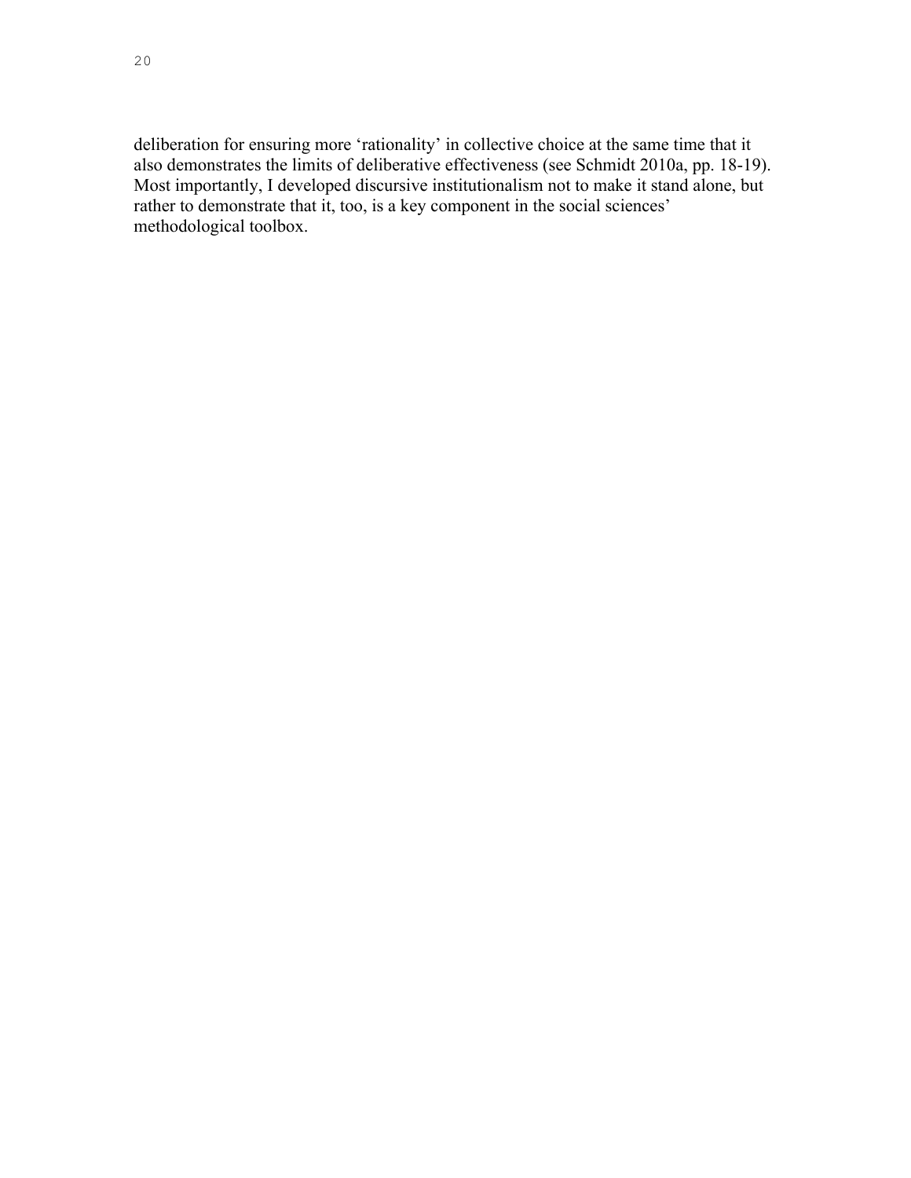deliberation for ensuring more 'rationality' in collective choice at the same time that it also demonstrates the limits of deliberative effectiveness (see Schmidt 2010a, pp. 18-19). Most importantly, I developed discursive institutionalism not to make it stand alone, but rather to demonstrate that it, too, is a key component in the social sciences' methodological toolbox.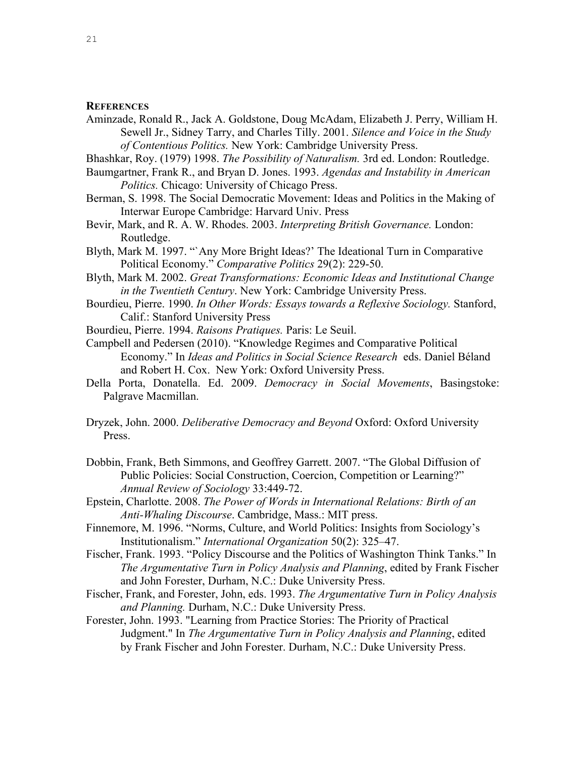## References

Aminzade, Ronald R., Jack A. Goldstone, Doug McAdam, Elizabeth J. Perry, William H. Sewell Jr., Sidney Tarry, and Charles Tilly. 2001. *Silence and Voice in the Study of Contentious Politics.* New York: Cambridge University Press.

Bhashkar, Roy. (1979) 1998. *The Possibility of Naturalism.* 3rd ed. London: Routledge.

Baumgartner, Frank R., and Bryan D. Jones. 1993. *Agendas and Instability in American Politics.* Chicago: University of Chicago Press.

Berman, S. 1998. The Social Democratic Movement: Ideas and Politics in the Making of Interwar Europe Cambridge: Harvard Univ. Press

Bevir, Mark, and R. A. W. Rhodes. 2003. *Interpreting British Governance.* London: Routledge.

Blyth, Mark M. 1997. "`Any More Bright Ideas?' The Ideational Turn in Comparative Political Economy." *Comparative Politics* 29(2): 229-50.

Blyth, Mark M. 2002. *Great Transformations: Economic Ideas and Institutional Change in the Twentieth Century*. New York: Cambridge University Press.

Bourdieu, Pierre. 1990. *In Other Words: Essays towards a Reflexive Sociology.* Stanford, Calif.: Stanford University Press

Bourdieu, Pierre. 1994. *Raisons Pratiques.* Paris: Le Seuil.

Campbell and Pedersen (2010). "Knowledge Regimes and Comparative Political Economy." In *Ideas and Politics in Social Science Research* eds. Daniel Béland and Robert H. Cox. New York: Oxford University Press.

Della Porta, Donatella. Ed. 2009. *Democracy in Social Movements*, Basingstoke: Palgrave Macmillan.

Dryzek, John. 2000. *Deliberative Democracy and Beyond* Oxford: Oxford University Press.

Dobbin, Frank, Beth Simmons, and Geoffrey Garrett. 2007. "The Global Diffusion of Public Policies: Social Construction, Coercion, Competition or Learning?" *Annual Review of Sociology* 33:449-72.

Epstein, Charlotte. 2008. *The Power of Words in International Relations: Birth of an Anti-Whaling Discourse*. Cambridge, Mass.: MIT press.

Finnemore, M. 1996. "Norms, Culture, and World Politics: Insights from Sociology's Institutionalism." *International Organization* 50(2): 325–47.

Fischer, Frank. 1993. "Policy Discourse and the Politics of Washington Think Tanks." In *The Argumentative Turn in Policy Analysis and Planning*, edited by Frank Fischer and John Forester, Durham, N.C.: Duke University Press.

Fischer, Frank, and Forester, John, eds. 1993. *The Argumentative Turn in Policy Analysis and Planning.* Durham, N.C.: Duke University Press.

Forester, John. 1993. "Learning from Practice Stories: The Priority of Practical Judgment." In *The Argumentative Turn in Policy Analysis and Planning*, edited by Frank Fischer and John Forester. Durham, N.C.: Duke University Press.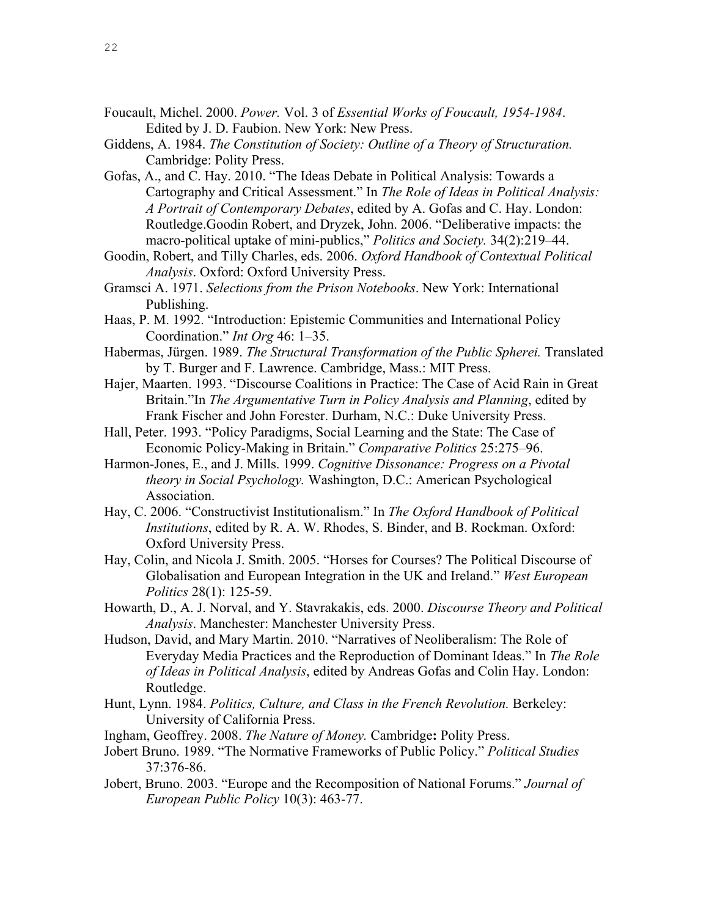Foucault, Michel. 2000. *Power.* Vol. 3 of *Essential Works of Foucault, 1954-1984*. Edited by J. D. Faubion. New York: New Press.

Giddens, A. 1984. *The Constitution of Society: Outline of a Theory of Structuration.* Cambridge: Polity Press.

Gofas, A., and C. Hay. 2010. "The Ideas Debate in Political Analysis: Towards a Cartography and Critical Assessment." In *The Role of Ideas in Political Analysis: A Portrait of Contemporary Debates*, edited by A. Gofas and C. Hay. London: Routledge.Goodin Robert, and Dryzek, John. 2006. "Deliberative impacts: the macro-political uptake of mini-publics," *Politics and Society.* 34(2):219–44.

Goodin, Robert, and Tilly Charles, eds. 2006. *Oxford Handbook of Contextual Political Analysis*. Oxford: Oxford University Press.

Gramsci A. 1971. *Selections from the Prison Notebooks*. New York: International Publishing.

Haas, P. M. 1992. "Introduction: Epistemic Communities and International Policy Coordination." *Int Org* 46: 1–35.

Habermas, Jürgen. 1989. *The Structural Transformation of the Public Spherei.* Translated by T. Burger and F. Lawrence. Cambridge, Mass.: MIT Press.

Hajer, Maarten. 1993. "Discourse Coalitions in Practice: The Case of Acid Rain in Great Britain."In *The Argumentative Turn in Policy Analysis and Planning*, edited by Frank Fischer and John Forester. Durham, N.C.: Duke University Press.

Hall, Peter. 1993. "Policy Paradigms, Social Learning and the State: The Case of Economic Policy-Making in Britain." *Comparative Politics* 25:275–96.

Harmon-Jones, E., and J. Mills. 1999. *Cognitive Dissonance: Progress on a Pivotal theory in Social Psychology.* Washington, D.C.: American Psychological Association.

Hay, C. 2006. "Constructivist Institutionalism." In *The Oxford Handbook of Political Institutions*, edited by R. A. W. Rhodes, S. Binder, and B. Rockman. Oxford: Oxford University Press.

Hay, Colin, and Nicola J. Smith. 2005. "Horses for Courses? The Political Discourse of Globalisation and European Integration in the UK and Ireland." *West European Politics* 28(1): 125-59.

Howarth, D., A. J. Norval, and Y. Stavrakakis, eds. 2000. *Discourse Theory and Political Analysis*. Manchester: Manchester University Press.

Hudson, David, and Mary Martin. 2010. "Narratives of Neoliberalism: The Role of Everyday Media Practices and the Reproduction of Dominant Ideas." In *The Role of Ideas in Political Analysis*, edited by Andreas Gofas and Colin Hay. London: Routledge.

Hunt, Lynn. 1984. *Politics, Culture, and Class in the French Revolution.* Berkeley: University of California Press.

Ingham, Geoffrey. 2008. *The Nature of Money.* Cambridge**:** Polity Press.

Jobert Bruno. 1989. "The Normative Frameworks of Public Policy." *Political Studies* 37:376-86.

Jobert, Bruno. 2003. "Europe and the Recomposition of National Forums." *Journal of European Public Policy* 10(3): 463-77.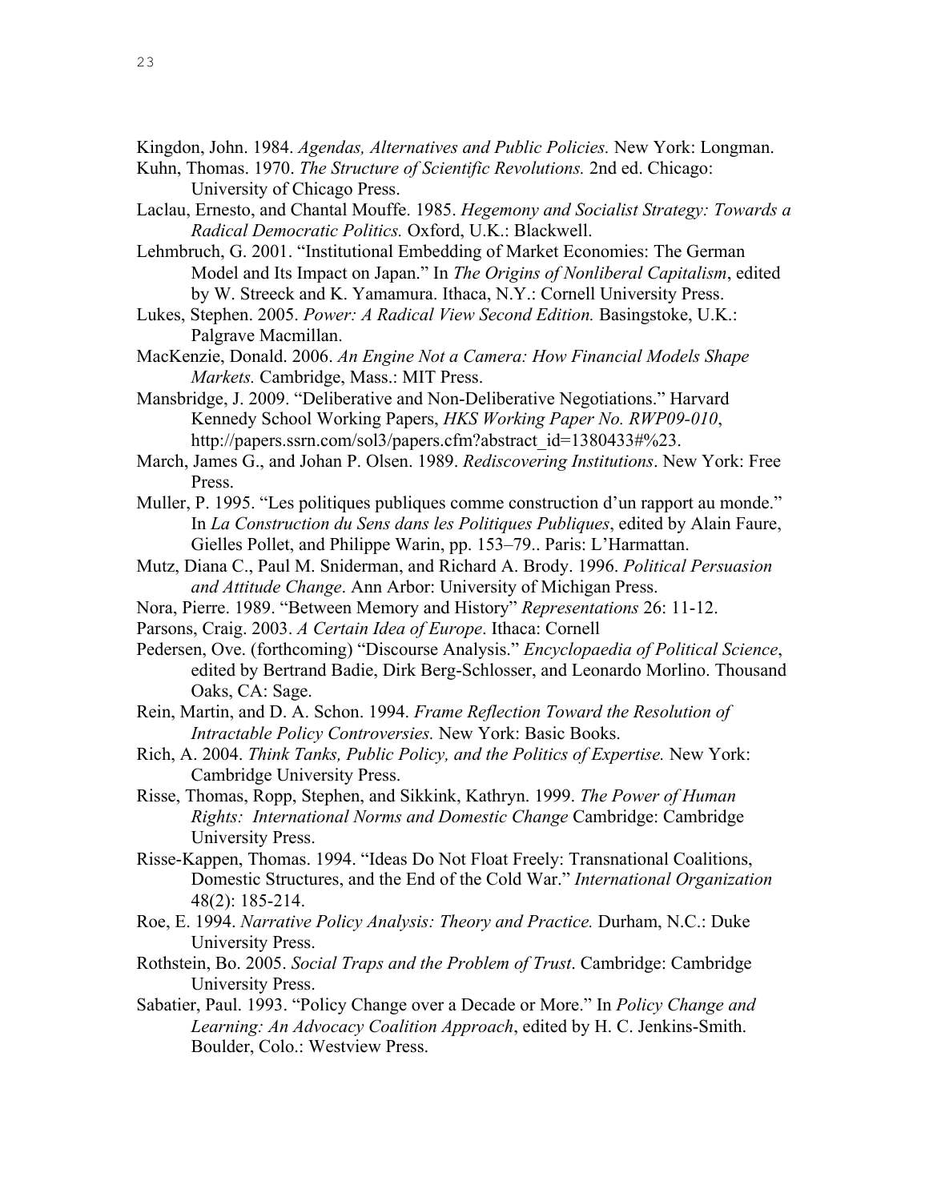Kingdon, John. 1984. *Agendas, Alternatives and Public Policies.* New York: Longman.

Kuhn, Thomas. 1970. *The Structure of Scientific Revolutions.* 2nd ed. Chicago: University of Chicago Press.

Laclau, Ernesto, and Chantal Mouffe. 1985. *Hegemony and Socialist Strategy: Towards a Radical Democratic Politics.* Oxford, U.K.: Blackwell.

Lehmbruch, G. 2001. "Institutional Embedding of Market Economies: The German Model and Its Impact on Japan." In *The Origins of Nonliberal Capitalism*, edited by W. Streeck and K. Yamamura. Ithaca, N.Y.: Cornell University Press.

Lukes, Stephen. 2005. *Power: A Radical View Second Edition.* Basingstoke, U.K.: Palgrave Macmillan.

MacKenzie, Donald. 2006. *An Engine Not a Camera: How Financial Models Shape Markets.* Cambridge, Mass.: MIT Press.

Mansbridge, J. 2009. "Deliberative and Non-Deliberative Negotiations." Harvard Kennedy School Working Papers, *HKS Working Paper No. RWP09-010*, http://papers.ssrn.com/sol3/papers.cfm?abstract_id=1380433#%23.

March, James G., and Johan P. Olsen. 1989. *Rediscovering Institutions*. New York: Free Press.

Muller, P. 1995. "Les politiques publiques comme construction d'un rapport au monde." In *La Construction du Sens dans les Politiques Publiques*, edited by Alain Faure, Gielles Pollet, and Philippe Warin, pp. 153–79.. Paris: L'Harmattan.

Mutz, Diana C., Paul M. Sniderman, and Richard A. Brody. 1996. *Political Persuasion and Attitude Change*. Ann Arbor: University of Michigan Press.

Nora, Pierre. 1989. "Between Memory and History" *Representations* 26: 11-12.

Parsons, Craig. 2003. *A Certain Idea of Europe*. Ithaca: Cornell

Pedersen, Ove. (forthcoming) "Discourse Analysis." *Encyclopaedia of Political Science*, edited by Bertrand Badie, Dirk Berg-Schlosser, and Leonardo Morlino. Thousand Oaks, CA: Sage.

Rein, Martin, and D. A. Schon. 1994. *Frame Reflection Toward the Resolution of Intractable Policy Controversies.* New York: Basic Books.

Rich, A. 2004. *Think Tanks, Public Policy, and the Politics of Expertise.* New York: Cambridge University Press.

Risse, Thomas, Ropp, Stephen, and Sikkink, Kathryn. 1999. *The Power of Human Rights: International Norms and Domestic Change* Cambridge: Cambridge University Press.

Risse-Kappen, Thomas. 1994. "Ideas Do Not Float Freely: Transnational Coalitions, Domestic Structures, and the End of the Cold War." *International Organization* 48(2): 185-214.

Roe, E. 1994. *Narrative Policy Analysis: Theory and Practice.* Durham, N.C.: Duke University Press.

Rothstein, Bo. 2005. *Social Traps and the Problem of Trust*. Cambridge: Cambridge University Press.

Sabatier, Paul. 1993. "Policy Change over a Decade or More." In *Policy Change and Learning: An Advocacy Coalition Approach*, edited by H. C. Jenkins-Smith. Boulder, Colo.: Westview Press.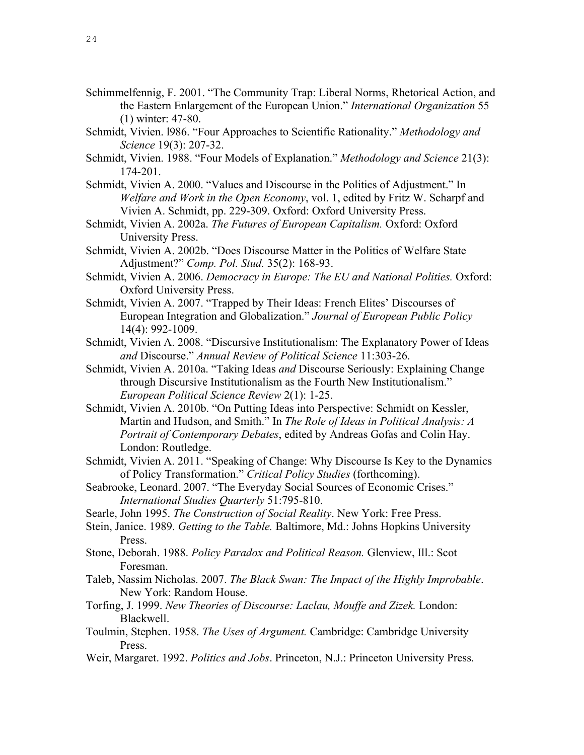Schimmelfennig, F. 2001. "The Community Trap: Liberal Norms, Rhetorical Action, and the Eastern Enlargement of the European Union." *International Organization* 55 (1) winter: 47-80.

Schmidt, Vivien. l986. "Four Approaches to Scientific Rationality." *Methodology and Science* 19(3): 207-32.

Schmidt, Vivien. 1988. "Four Models of Explanation." *Methodology and Science* 21(3): 174-201.

Schmidt, Vivien A. 2000. "Values and Discourse in the Politics of Adjustment." In *Welfare and Work in the Open Economy*, vol. 1, edited by Fritz W. Scharpf and Vivien A. Schmidt, pp. 229-309. Oxford: Oxford University Press.

Schmidt, Vivien A. 2002a. *The Futures of European Capitalism.* Oxford: Oxford University Press.

Schmidt, Vivien A. 2002b. "Does Discourse Matter in the Politics of Welfare State Adjustment?" *Comp. Pol. Stud.* 35(2): 168-93.

Schmidt, Vivien A. 2006. *Democracy in Europe: The EU and National Polities.* Oxford: Oxford University Press.

Schmidt, Vivien A. 2007. "Trapped by Their Ideas: French Elites' Discourses of European Integration and Globalization." *Journal of European Public Policy* 14(4): 992-1009.

Schmidt, Vivien A. 2008. "Discursive Institutionalism: The Explanatory Power of Ideas *and* Discourse." *Annual Review of Political Science* 11:303-26.

Schmidt, Vivien A. 2010a. "Taking Ideas *and* Discourse Seriously: Explaining Change through Discursive Institutionalism as the Fourth New Institutionalism." *European Political Science Review* 2(1): 1-25.

Schmidt, Vivien A. 2010b. "On Putting Ideas into Perspective: Schmidt on Kessler, Martin and Hudson, and Smith." In *The Role of Ideas in Political Analysis: A Portrait of Contemporary Debates*, edited by Andreas Gofas and Colin Hay. London: Routledge.

Schmidt, Vivien A. 2011. "Speaking of Change: Why Discourse Is Key to the Dynamics of Policy Transformation." *Critical Policy Studies* (forthcoming).

Seabrooke, Leonard. 2007. "The Everyday Social Sources of Economic Crises." *International Studies Quarterly* 51:795-810.

Searle, John 1995. *The Construction of Social Reality*. New York: Free Press.

Stein, Janice. 1989. *Getting to the Table.* Baltimore, Md.: Johns Hopkins University Press.

Stone, Deborah. 1988. *Policy Paradox and Political Reason.* Glenview, Ill.: Scot Foresman.

Taleb, Nassim Nicholas. 2007. *The Black Swan: The Impact of the Highly Improbable*. New York: Random House.

Torfing, J. 1999. *New Theories of Discourse: Laclau, Mouffe and Zizek.* London: Blackwell.

Toulmin, Stephen. 1958. *The Uses of Argument.* Cambridge: Cambridge University Press.

Weir, Margaret. 1992. *Politics and Jobs*. Princeton, N.J.: Princeton University Press.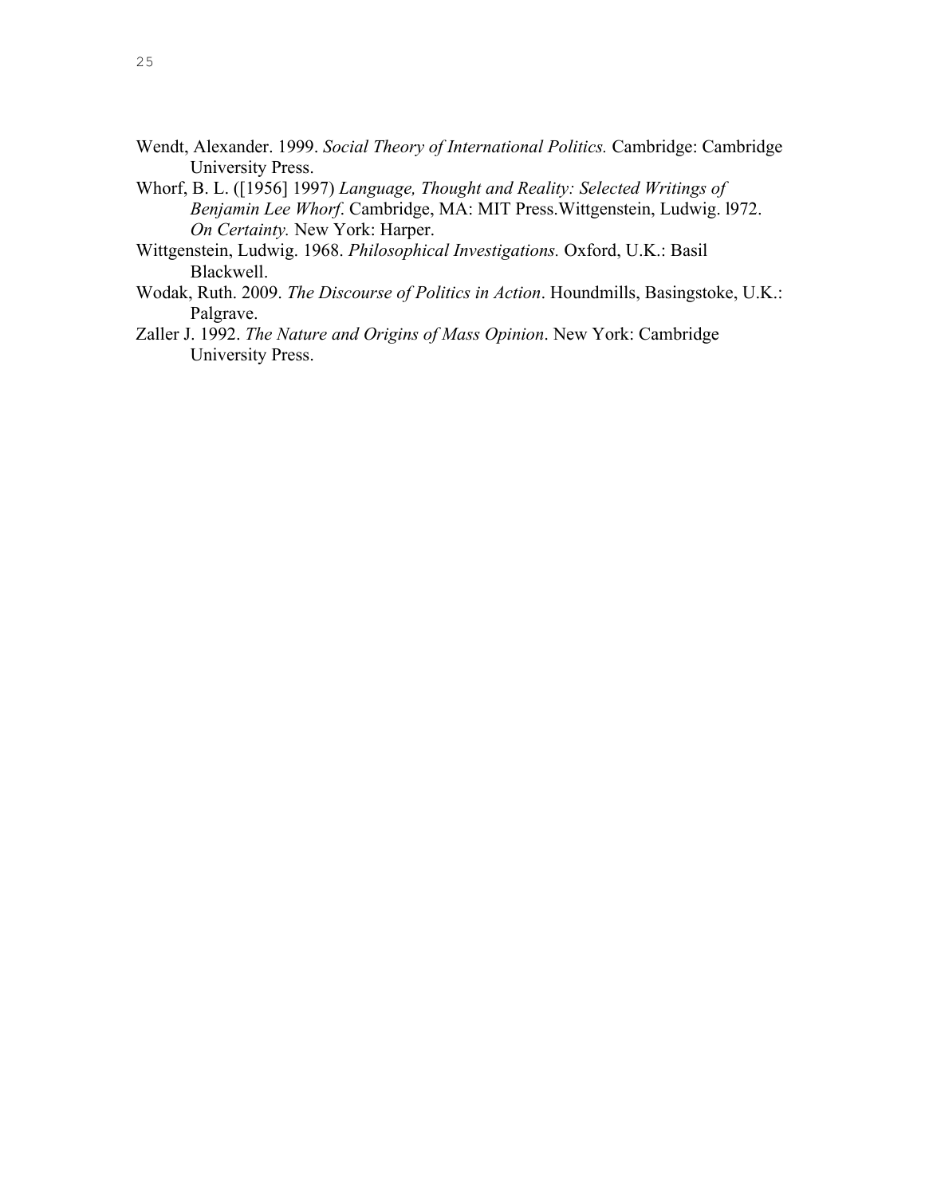Wendt, Alexander. 1999. *Social Theory of International Politics.* Cambridge: Cambridge University Press.

Whorf, B. L. ([1956] 1997) *Language, Thought and Reality: Selected Writings of Benjamin Lee Whorf*. Cambridge, MA: MIT Press.Wittgenstein, Ludwig. l972. *On Certainty.* New York: Harper.

Wittgenstein, Ludwig. 1968. *Philosophical Investigations.* Oxford, U.K.: Basil Blackwell.

Wodak, Ruth. 2009. *The Discourse of Politics in Action*. Houndmills, Basingstoke, U.K.: Palgrave.

Zaller J. 1992. *The Nature and Origins of Mass Opinion*. New York: Cambridge University Press.